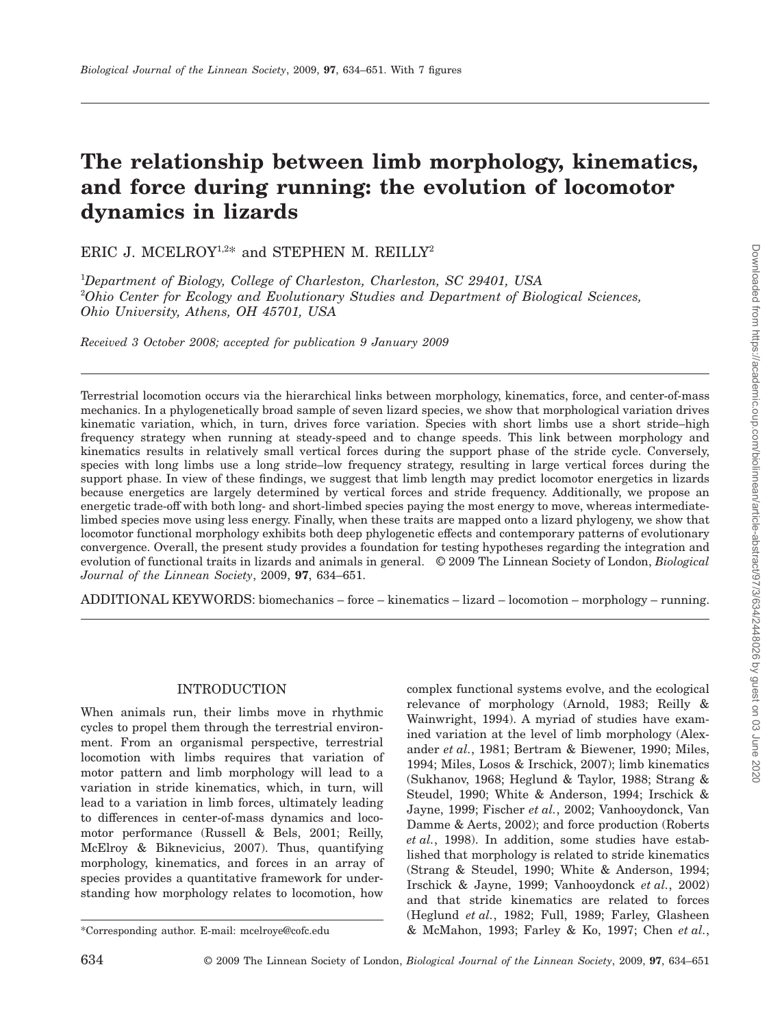# The relationship between limb morphology, kinematics, and force during running: the evolution of locomotor dynamics in lizards

ERIC J. MCELROY[1,2]* and STEPHEN M. REILLY[2]

[1]*Department of Biology, College of Charleston, Charleston, SC 29401, USA*
[2]*Ohio Center for Ecology and Evolutionary Studies and Department of Biological Sciences, Ohio University, Athens, OH 45701, USA*

*Received 3 October 2008; accepted for publication 9 January 2009*

Terrestrial locomotion occurs via the hierarchical links between morphology, kinematics, force, and center-of-mass mechanics. In a phylogenetically broad sample of seven lizard species, we show that morphological variation drives kinematic variation, which, in turn, drives force variation. Species with short limbs use a short stride–high frequency strategy when running at steady-speed and to change speeds. This link between morphology and kinematics results in relatively small vertical forces during the support phase of the stride cycle. Conversely, species with long limbs use a long stride–low frequency strategy, resulting in large vertical forces during the support phase. In view of these findings, we suggest that limb length may predict locomotor energetics in lizards because energetics are largely determined by vertical forces and stride frequency. Additionally, we propose an energetic trade-off with both long- and short-limbed species paying the most energy to move, whereas intermediate-limbed species move using less energy. Finally, when these traits are mapped onto a lizard phylogeny, we show that locomotor functional morphology exhibits both deep phylogenetic effects and contemporary patterns of evolutionary convergence. Overall, the present study provides a foundation for testing hypotheses regarding the integration and evolution of functional traits in lizards and animals in general. © 2009 The Linnean Society of London, *Biological Journal of the Linnean Society*, 2009, **97**, 634–651.

ADDITIONAL KEYWORDS: biomechanics – force – kinematics – lizard – locomotion – morphology – running.

## INTRODUCTION

When animals run, their limbs move in rhythmic cycles to propel them through the terrestrial environment. From an organismal perspective, terrestrial locomotion with limbs requires that variation of motor pattern and limb morphology will lead to a variation in stride kinematics, which, in turn, will lead to a variation in limb forces, ultimately leading to differences in center-of-mass dynamics and locomotor performance (Russell & Bels, 2001; Reilly, McElroy & Biknevicius, 2007). Thus, quantifying morphology, kinematics, and forces in an array of species provides a quantitative framework for understanding how morphology relates to locomotion, how complex functional systems evolve, and the ecological relevance of morphology (Arnold, 1983; Reilly & Wainwright, 1994). A myriad of studies have examined variation at the level of limb morphology (Alexander *et al.*, 1981; Bertram & Biewener, 1990; Miles, 1994; Miles, Losos & Irschick, 2007); limb kinematics (Sukhanov, 1968; Heglund & Taylor, 1988; Strang & Steudel, 1990; White & Anderson, 1994; Irschick & Jayne, 1999; Fischer *et al.*, 2002; Vanhooydonck, Van Damme & Aerts, 2002); and force production (Roberts *et al.*, 1998). In addition, some studies have established that morphology is related to stride kinematics (Strang & Steudel, 1990; White & Anderson, 1994; Irschick & Jayne, 1999; Vanhooydonck *et al.*, 2002) and that stride kinematics are related to forces (Heglund *et al.*, 1982; Full, 1989; Farley, Glasheen & McMahon, 1993; Farley & Ko, 1997; Chen *et al.*,

*Corresponding author. E-mail: mcelroye@cofc.edu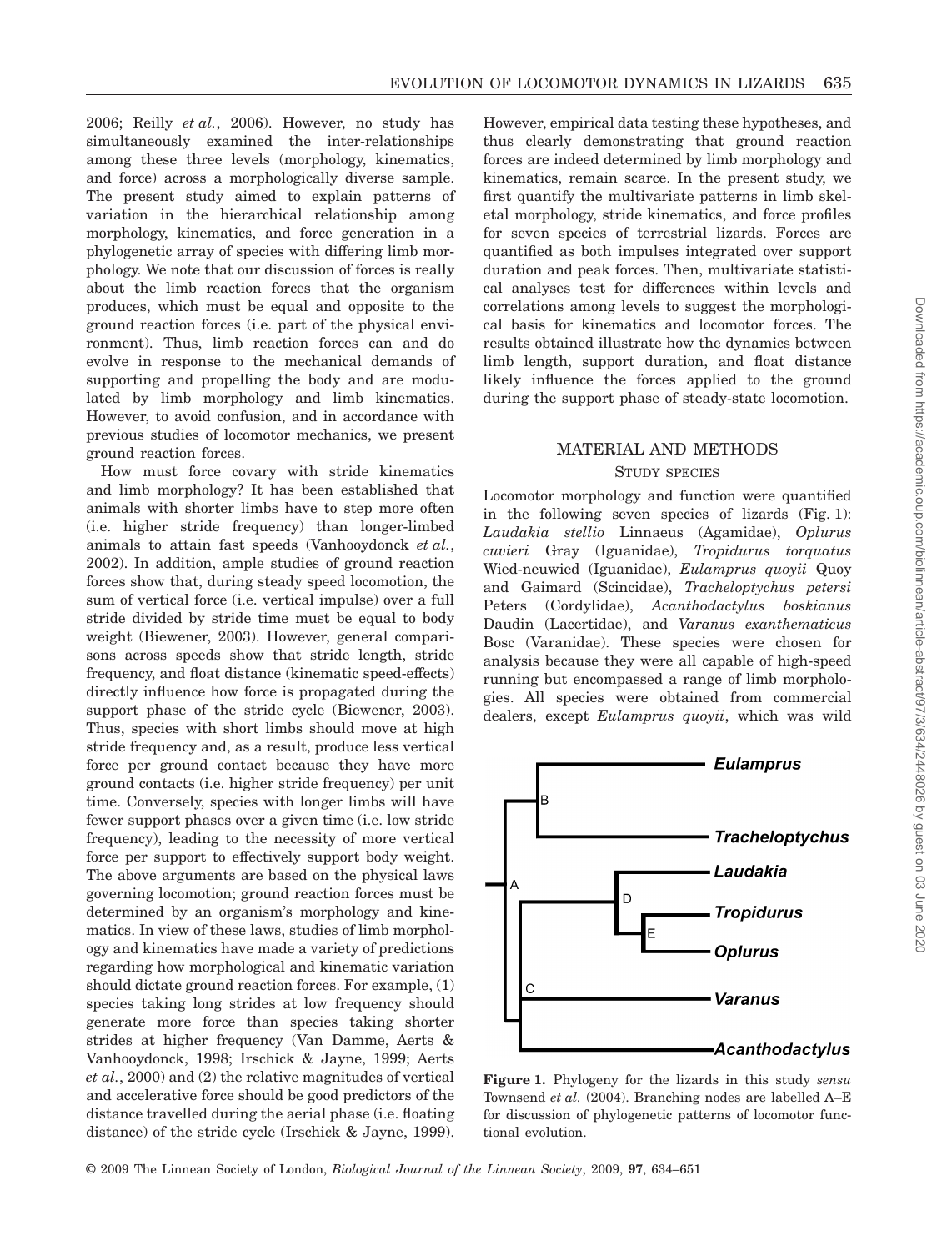2006; Reilly *et al.*, 2006). However, no study has simultaneously examined the inter-relationships among these three levels (morphology, kinematics, and force) across a morphologically diverse sample. The present study aimed to explain patterns of variation in the hierarchical relationship among morphology, kinematics, and force generation in a phylogenetic array of species with differing limb morphology. We note that our discussion of forces is really about the limb reaction forces that the organism produces, which must be equal and opposite to the ground reaction forces (i.e. part of the physical environment). Thus, limb reaction forces can and do evolve in response to the mechanical demands of supporting and propelling the body and are modulated by limb morphology and limb kinematics. However, to avoid confusion, and in accordance with previous studies of locomotor mechanics, we present ground reaction forces.

How must force covary with stride kinematics and limb morphology? It has been established that animals with shorter limbs have to step more often (i.e. higher stride frequency) than longer-limbed animals to attain fast speeds (Vanhooydonck *et al.*, 2002). In addition, ample studies of ground reaction forces show that, during steady speed locomotion, the sum of vertical force (i.e. vertical impulse) over a full stride divided by stride time must be equal to body weight (Biewener, 2003). However, general comparisons across speeds show that stride length, stride frequency, and float distance (kinematic speed-effects) directly influence how force is propagated during the support phase of the stride cycle (Biewener, 2003). Thus, species with short limbs should move at high stride frequency and, as a result, produce less vertical force per ground contact because they have more ground contacts (i.e. higher stride frequency) per unit time. Conversely, species with longer limbs will have fewer support phases over a given time (i.e. low stride frequency), leading to the necessity of more vertical force per support to effectively support body weight. The above arguments are based on the physical laws governing locomotion; ground reaction forces must be determined by an organism's morphology and kinematics. In view of these laws, studies of limb morphology and kinematics have made a variety of predictions regarding how morphological and kinematic variation should dictate ground reaction forces. For example, (1) species taking long strides at low frequency should generate more force than species taking shorter strides at higher frequency (Van Damme, Aerts & Vanhooydonck, 1998; Irschick & Jayne, 1999; Aerts *et al.*, 2000) and (2) the relative magnitudes of vertical and accelerative force should be good predictors of the distance travelled during the aerial phase (i.e. floating distance) of the stride cycle (Irschick & Jayne, 1999). However, empirical data testing these hypotheses, and thus clearly demonstrating that ground reaction forces are indeed determined by limb morphology and kinematics, remain scarce. In the present study, we first quantify the multivariate patterns in limb skeletal morphology, stride kinematics, and force profiles for seven species of terrestrial lizards. Forces are quantified as both impulses integrated over support duration and peak forces. Then, multivariate statistical analyses test for differences within levels and correlations among levels to suggest the morphological basis for kinematics and locomotor forces. The results obtained illustrate how the dynamics between limb length, support duration, and float distance likely influence the forces applied to the ground during the support phase of steady-state locomotion.

## MATERIAL AND METHODS

### STUDY SPECIES

Locomotor morphology and function were quantified in the following seven species of lizards (Fig. 1): *Laudakia stellio* Linnaeus (Agamidae), *Oplurus cuvieri* Gray (Iguanidae), *Tropidurus torquatus* Wied-neuwied (Iguanidae), *Eulamprus quoyii* Quoy and Gaimard (Scincidae), *Tracheloptychus petersi* Peters (Cordylidae), *Acanthodactylus boskianus* Daudin (Lacertidae), and *Varanus exanthematicus* Bosc (Varanidae). These species were chosen for analysis because they were all capable of high-speed running but encompassed a range of limb morphologies. All species were obtained from commercial dealers, except *Eulamprus quoyii*, which was wild

**Figure 1.** Phylogeny for the lizards in this study *sensu* Townsend *et al.* (2004). Branching nodes are labelled A–E for discussion of phylogenetic patterns of locomotor functional evolution.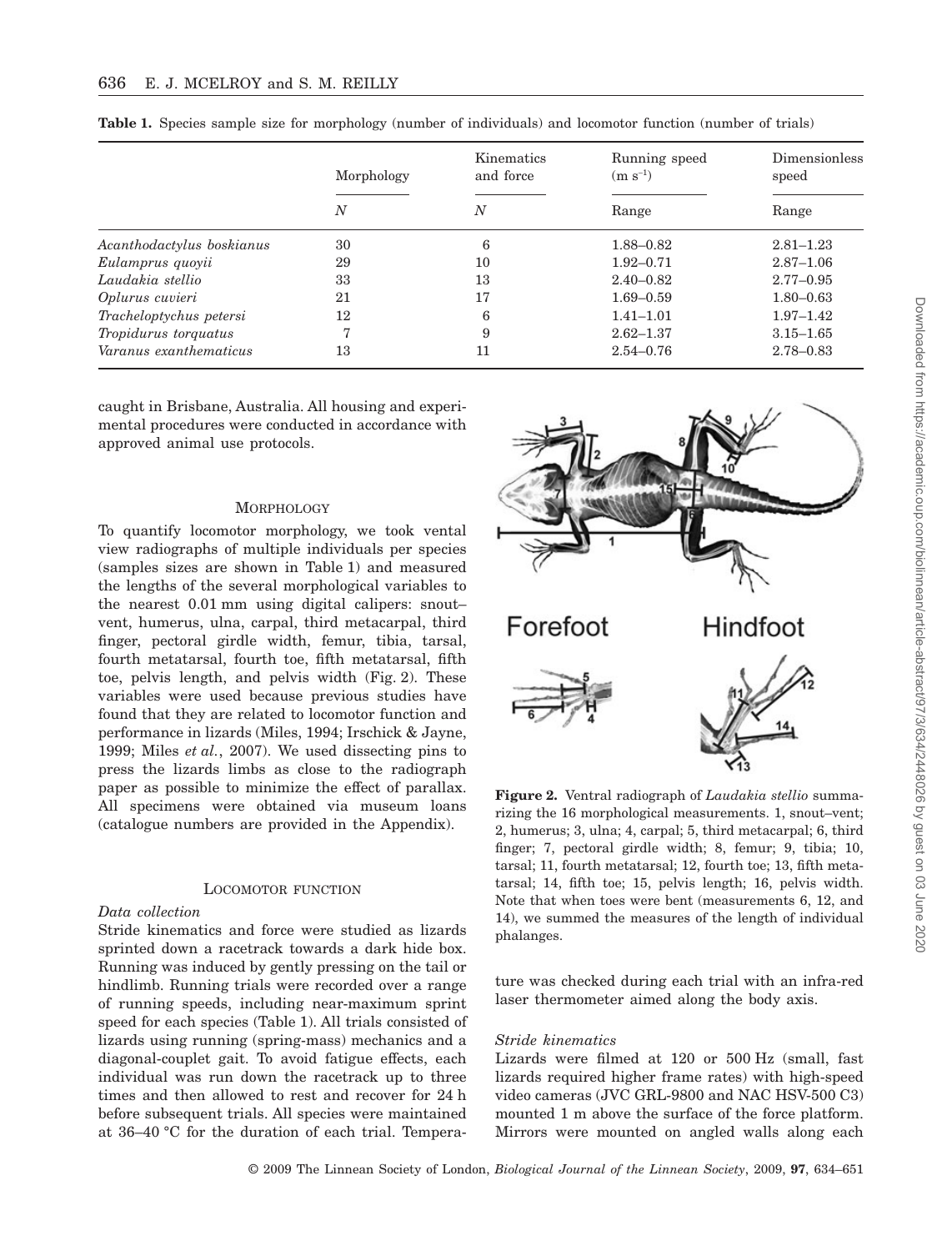**Table 1.** Species sample size for morphology (number of individuals) and locomotor function (number of trials)

| | Morphology | Kinematics and force | Running speed ($m\ s^{-1}$) | Dimensionless speed |
|---|---|---|---|---|
| | $N$ | $N$ | Range | Range |
| *Acanthodactylus boskianus* | 30 | 6 | 1.88–0.82 | 2.81–1.23 |
| *Eulamprus quoyii* | 29 | 10 | 1.92–0.71 | 2.87–1.06 |
| *Laudakia stellio* | 33 | 13 | 2.40–0.82 | 2.77–0.95 |
| *Oplurus cuvieri* | 21 | 17 | 1.69–0.59 | 1.80–0.63 |
| *Tracheloptychus petersi* | 12 | 6 | 1.41–1.01 | 1.97–1.42 |
| *Tropidurus torquatus* | 7 | 9 | 2.62–1.37 | 3.15–1.65 |
| *Varanus exanthematicus* | 13 | 11 | 2.54–0.76 | 2.78–0.83 |

caught in Brisbane, Australia. All housing and experimental procedures were conducted in accordance with approved animal use protocols.

## MORPHOLOGY

To quantify locomotor morphology, we took ventral view radiographs of multiple individuals per species (samples sizes are shown in Table 1) and measured the lengths of the several morphological variables to the nearest 0.01 mm using digital calipers: snout–vent, humerus, ulna, carpal, third metacarpal, third finger, pectoral girdle width, femur, tibia, tarsal, fourth metatarsal, fourth toe, fifth metatarsal, fifth toe, pelvis length, and pelvis width (Fig. 2). These variables were used because previous studies have found that they are related to locomotor function and performance in lizards (Miles, 1994; Irschick & Jayne, 1999; Miles *et al.*, 2007). We used dissecting pins to press the lizards limbs as close to the radiograph paper as possible to minimize the effect of parallax. All specimens were obtained via museum loans (catalogue numbers are provided in the Appendix).

**Figure 2.** Ventral radiograph of *Laudakia stellio* summarizing the 16 morphological measurements. 1, snout–vent; 2, humerus; 3, ulna; 4, carpal; 5, third metacarpal; 6, third finger; 7, pectoral girdle width; 8, femur; 9, tibia; 10, tarsal; 11, fourth metatarsal; 12, fourth toe; 13, fifth metatarsal; 14, fifth toe; 15, pelvis length; 16, pelvis width. Note that when toes were bent (measurements 6, 12, and 14), we summed the measures of the length of individual phalanges.

## LOCOMOTOR FUNCTION

### *Data collection*

Stride kinematics and force were studied as lizards sprinted down a racetrack towards a dark hide box. Running was induced by gently pressing on the tail or hindlimb. Running trials were recorded over a range of running speeds, including near-maximum sprint speed for each species (Table 1). All trials consisted of lizards using running (spring-mass) mechanics and a diagonal-couplet gait. To avoid fatigue effects, each individual was run down the racetrack up to three times and then allowed to rest and recover for 24 h before subsequent trials. All species were maintained at 36–40 °C for the duration of each trial. Temperature was checked during each trial with an infra-red laser thermometer aimed along the body axis.

### *Stride kinematics*

Lizards were filmed at 120 or 500 Hz (small, fast lizards required higher frame rates) with high-speed video cameras (JVC GRL-9800 and NAC HSV-500 C3) mounted 1 m above the surface of the force platform. Mirrors were mounted on angled walls along each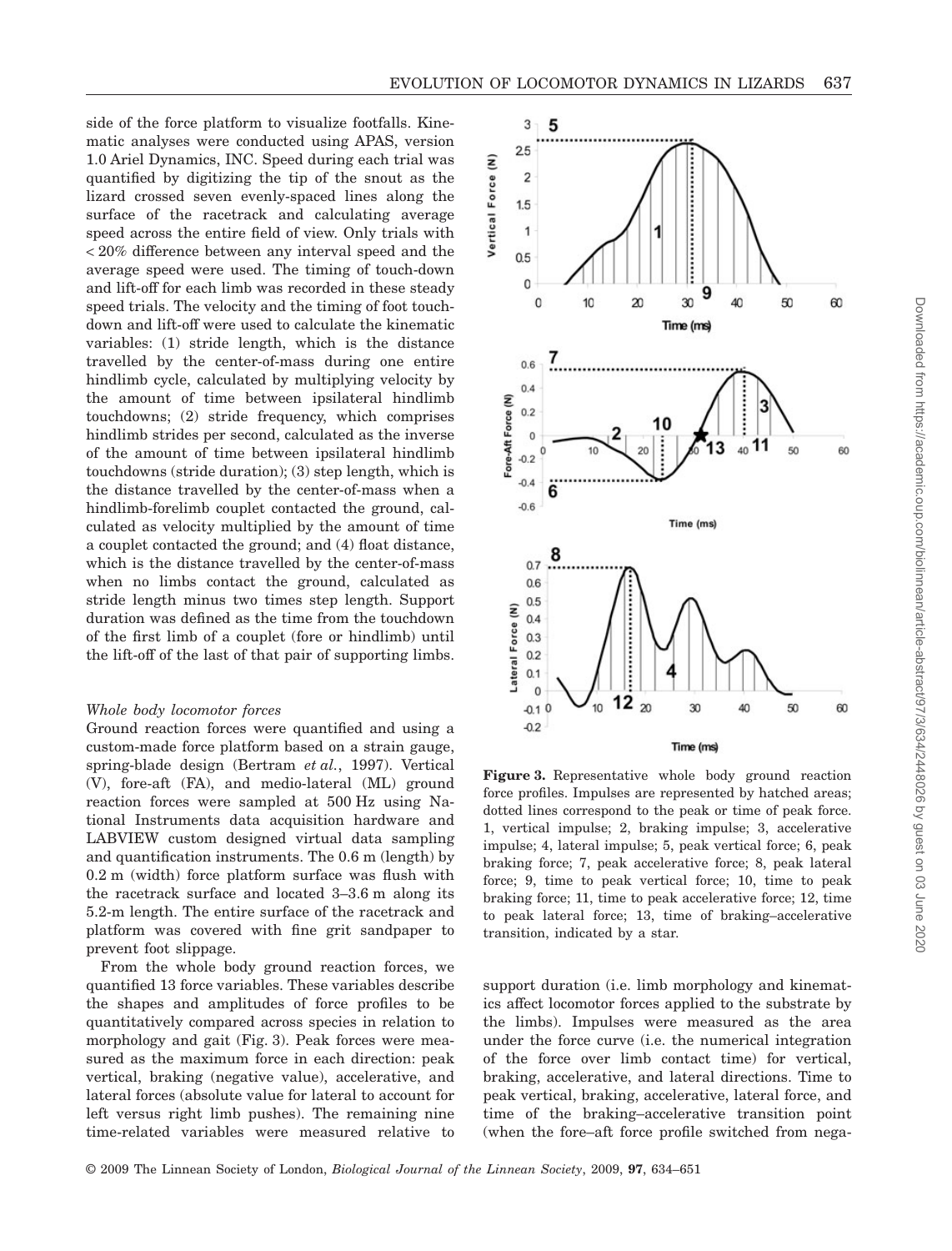side of the force platform to visualize footfalls. Kinematic analyses were conducted using APAS, version 1.0 Ariel Dynamics, INC. Speed during each trial was quantified by digitizing the tip of the snout as the lizard crossed seven evenly-spaced lines along the surface of the racetrack and calculating average speed across the entire field of view. Only trials with < 20% difference between any interval speed and the average speed were used. The timing of touch-down and lift-off for each limb was recorded in these steady speed trials. The velocity and the timing of foot touchdown and lift-off were used to calculate the kinematic variables: (1) stride length, which is the distance travelled by the center-of-mass during one entire hindlimb cycle, calculated by multiplying velocity by the amount of time between ipsilateral hindlimb touchdowns; (2) stride frequency, which comprises hindlimb strides per second, calculated as the inverse of the amount of time between ipsilateral hindlimb touchdowns (stride duration); (3) step length, which is the distance travelled by the center-of-mass when a hindlimb-forelimb couplet contacted the ground, calculated as velocity multiplied by the amount of time a couplet contacted the ground; and (4) float distance, which is the distance travelled by the center-of-mass when no limbs contact the ground, calculated as stride length minus two times step length. Support duration was defined as the time from the touchdown of the first limb of a couplet (fore or hindlimb) until the lift-off of the last of that pair of supporting limbs.

### *Whole body locomotor forces*

Ground reaction forces were quantified and using a custom-made force platform based on a strain gauge, spring-blade design (Bertram *et al.*, 1997). Vertical (V), fore-aft (FA), and medio-lateral (ML) ground reaction forces were sampled at 500 Hz using National Instruments data acquisition hardware and LABVIEW custom designed virtual data sampling and quantification instruments. The 0.6 m (length) by 0.2 m (width) force platform surface was flush with the racetrack surface and located 3–3.6 m along its 5.2-m length. The entire surface of the racetrack and platform was covered with fine grit sandpaper to prevent foot slippage.

From the whole body ground reaction forces, we quantified 13 force variables. These variables describe the shapes and amplitudes of force profiles to be quantitatively compared across species in relation to morphology and gait (Fig. 3). Peak forces were measured as the maximum force in each direction: peak vertical, braking (negative value), accelerative, and lateral forces (absolute value for lateral to account for left versus right limb pushes). The remaining nine time-related variables were measured relative to support duration (i.e. limb morphology and kinematics affect locomotor forces applied to the substrate by the limbs). Impulses were measured as the area under the force curve (i.e. the numerical integration of the force over limb contact time) for vertical, braking, accelerative, and lateral directions. Time to peak vertical, braking, accelerative, lateral force, and time of the braking–accelerative transition point (when the fore–aft force profile switched from nega-

**Figure 3.** Representative whole body ground reaction force profiles. Impulses are represented by hatched areas; dotted lines correspond to the peak or time of peak force. 1, vertical impulse; 2, braking impulse; 3, accelerative impulse; 4, lateral impulse; 5, peak vertical force; 6, peak braking force; 7, peak accelerative force; 8, peak lateral force; 9, time to peak vertical force; 10, time to peak braking force; 11, time to peak accelerative force; 12, time to peak lateral force; 13, time of braking–accelerative transition, indicated by a star.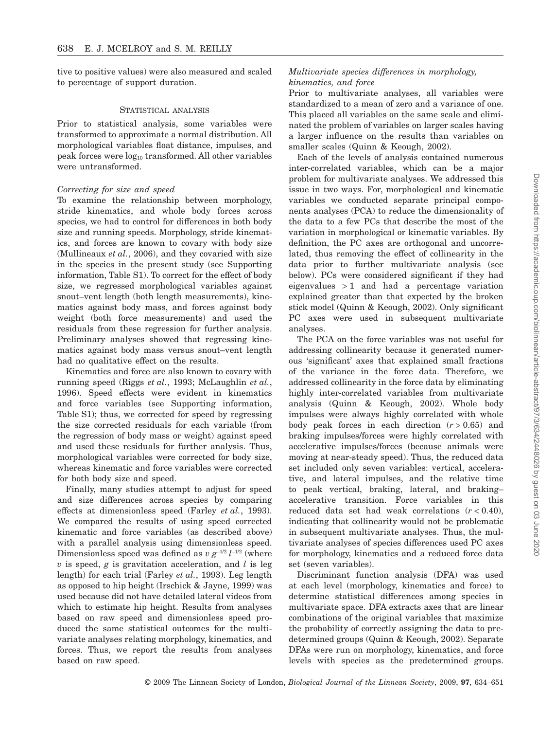tive to positive values) were also measured and scaled to percentage of support duration.

## Statistical analysis

Prior to statistical analysis, some variables were transformed to approximate a normal distribution. All morphological variables float distance, impulses, and peak forces were $\log_{10}$ transformed. All other variables were untransformed.

### *Correcting for size and speed*

To examine the relationship between morphology, stride kinematics, and whole body forces across species, we had to control for differences in both body size and running speeds. Morphology, stride kinematics, and forces are known to covary with body size (Mullineaux *et al.*, 2006), and they covaried with size in the species in the present study (see Supporting information, Table S1). To correct for the effect of body size, we regressed morphological variables against snout–vent length (both length measurements), kinematics against body mass, and forces against body weight (both force measurements) and used the residuals from these regression for further analysis. Preliminary analyses showed that regressing kinematics against body mass versus snout–vent length had no qualitative effect on the results.

Kinematics and force are also known to covary with running speed (Riggs *et al.*, 1993; McLaughlin *et al.*, 1996). Speed effects were evident in kinematics and force variables (see Supporting information, Table S1); thus, we corrected for speed by regressing the size corrected residuals for each variable (from the regression of body mass or weight) against speed and used these residuals for further analysis. Thus, morphological variables were corrected for body size, whereas kinematic and force variables were corrected for both body size and speed.

Finally, many studies attempt to adjust for speed and size differences across species by comparing effects at dimensionless speed (Farley *et al.*, 1993). We compared the results of using speed corrected kinematic and force variables (as described above) with a parallel analysis using dimensionless speed. Dimensionless speed was defined as $v\,g^{-1/2}\,l^{-1/2}$ (where $v$ is speed, $g$ is gravitation acceleration, and $l$ is leg length) for each trial (Farley *et al.*, 1993). Leg length as opposed to hip height (Irschick & Jayne, 1999) was used because did not have detailed lateral videos from which to estimate hip height. Results from analyses based on raw speed and dimensionless speed produced the same statistical outcomes for the multivariate analyses relating morphology, kinematics, and forces. Thus, we report the results from analyses based on raw speed.

### *Multivariate species differences in morphology, kinematics, and force*

Prior to multivariate analyses, all variables were standardized to a mean of zero and a variance of one. This placed all variables on the same scale and eliminated the problem of variables on larger scales having a larger influence on the results than variables on smaller scales (Quinn & Keough, 2002).

Each of the levels of analysis contained numerous inter-correlated variables, which can be a major problem for multivariate analyses. We addressed this issue in two ways. For, morphological and kinematic variables we conducted separate principal components analyses (PCA) to reduce the dimensionality of the data to a few PCs that describe the most of the variation in morphological or kinematic variables. By definition, the PC axes are orthogonal and uncorrelated, thus removing the effect of collinearity in the data prior to further multivariate analysis (see below). PCs were considered significant if they had eigenvalues $> 1$ and had a percentage variation explained greater than that expected by the broken stick model (Quinn & Keough, 2002). Only significant PC axes were used in subsequent multivariate analyses.

The PCA on the force variables was not useful for addressing collinearity because it generated numerous 'significant' axes that explained small fractions of the variance in the force data. Therefore, we addressed collinearity in the force data by eliminating highly inter-correlated variables from multivariate analysis (Quinn & Keough, 2002). Whole body impulses were always highly correlated with whole body peak forces in each direction ($r > 0.65$) and braking impulses/forces were highly correlated with accelerative impulses/forces (because animals were moving at near-steady speed). Thus, the reduced data set included only seven variables: vertical, accelerative, and lateral impulses, and the relative time to peak vertical, braking, lateral, and braking–accelerative transition. Force variables in this reduced data set had weak correlations ($r < 0.40$), indicating that collinearity would not be problematic in subsequent multivariate analyses. Thus, the multivariate analyses of species differences used PC axes for morphology, kinematics and a reduced force data set (seven variables).

Discriminant function analysis (DFA) was used at each level (morphology, kinematics and force) to determine statistical differences among species in multivariate space. DFA extracts axes that are linear combinations of the original variables that maximize the probability of correctly assigning the data to predetermined groups (Quinn & Keough, 2002). Separate DFAs were run on morphology, kinematics, and force levels with species as the predetermined groups.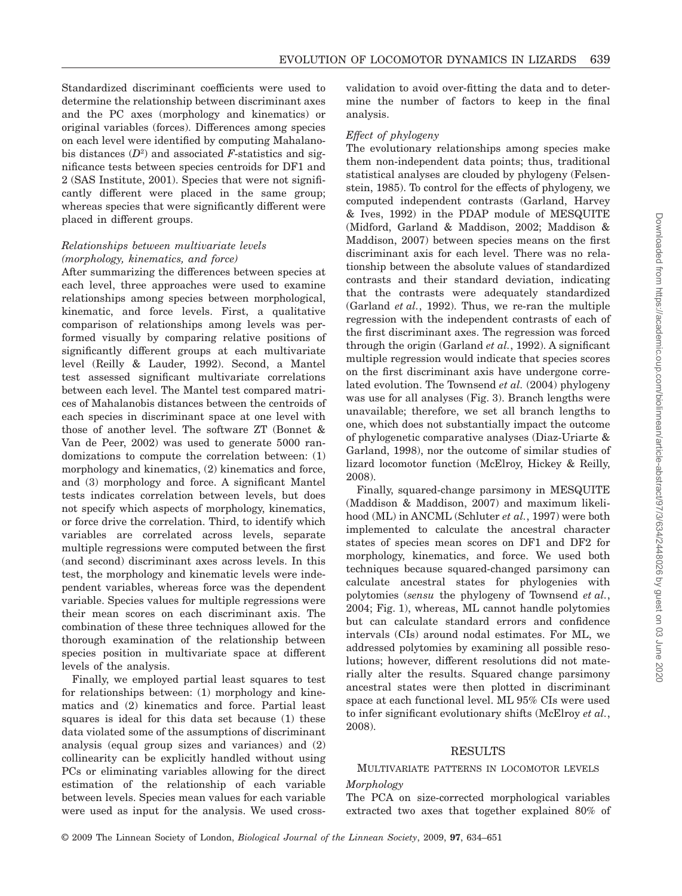Standardized discriminant coefficients were used to determine the relationship between discriminant axes and the PC axes (morphology and kinematics) or original variables (forces). Differences among species on each level were identified by computing Mahalanobis distances ($D^2$) and associated $F$-statistics and significance tests between species centroids for DF1 and 2 (SAS Institute, 2001). Species that were not significantly different were placed in the same group; whereas species that were significantly different were placed in different groups.

### *Relationships between multivariate levels (morphology, kinematics, and force)*

After summarizing the differences between species at each level, three approaches were used to examine relationships among species between morphological, kinematic, and force levels. First, a qualitative comparison of relationships among levels was performed visually by comparing relative positions of significantly different groups at each multivariate level (Reilly & Lauder, 1992). Second, a Mantel test assessed significant multivariate correlations between each level. The Mantel test compared matrices of Mahalanobis distances between the centroids of each species in discriminant space at one level with those of another level. The software ZT (Bonnet & Van de Peer, 2002) was used to generate 5000 randomizations to compute the correlation between: (1) morphology and kinematics, (2) kinematics and force, and (3) morphology and force. A significant Mantel tests indicates correlation between levels, but does not specify which aspects of morphology, kinematics, or force drive the correlation. Third, to identify which variables are correlated across levels, separate multiple regressions were computed between the first (and second) discriminant axes across levels. In this test, the morphology and kinematic levels were independent variables, whereas force was the dependent variable. Species values for multiple regressions were their mean scores on each discriminant axis. The combination of these three techniques allowed for the thorough examination of the relationship between species position in multivariate space at different levels of the analysis.

Finally, we employed partial least squares to test for relationships between: (1) morphology and kinematics and (2) kinematics and force. Partial least squares is ideal for this data set because (1) these data violated some of the assumptions of discriminant analysis (equal group sizes and variances) and (2) collinearity can be explicitly handled without using PCs or eliminating variables allowing for the direct estimation of the relationship of each variable between levels. Species mean values for each variable were used as input for the analysis. We used cross-validation to avoid over-fitting the data and to determine the number of factors to keep in the final analysis.

### *Effect of phylogeny*

The evolutionary relationships among species make them non-independent data points; thus, traditional statistical analyses are clouded by phylogeny (Felsenstein, 1985). To control for the effects of phylogeny, we computed independent contrasts (Garland, Harvey & Ives, 1992) in the PDAP module of MESQUITE (Midford, Garland & Maddison, 2002; Maddison & Maddison, 2007) between species means on the first discriminant axis for each level. There was no relationship between the absolute values of standardized contrasts and their standard deviation, indicating that the contrasts were adequately standardized (Garland *et al.*, 1992). Thus, we re-ran the multiple regression with the independent contrasts of each of the first discriminant axes. The regression was forced through the origin (Garland *et al.*, 1992). A significant multiple regression would indicate that species scores on the first discriminant axis have undergone correlated evolution. The Townsend *et al.* (2004) phylogeny was use for all analyses (Fig. 3). Branch lengths were unavailable; therefore, we set all branch lengths to one, which does not substantially impact the outcome of phylogenetic comparative analyses (Diaz-Uriarte & Garland, 1998), nor the outcome of similar studies of lizard locomotor function (McElroy, Hickey & Reilly, 2008).

Finally, squared-change parsimony in MESQUITE (Maddison & Maddison, 2007) and maximum likelihood (ML) in ANCML (Schluter *et al.*, 1997) were both implemented to calculate the ancestral character states of species mean scores on DF1 and DF2 for morphology, kinematics, and force. We used both techniques because squared-changed parsimony can calculate ancestral states for phylogenies with polytomies (*sensu* the phylogeny of Townsend *et al.*, 2004; Fig. 1), whereas, ML cannot handle polytomies but can calculate standard errors and confidence intervals (CIs) around nodal estimates. For ML, we addressed polytomies by examining all possible resolutions; however, different resolutions did not materially alter the results. Squared change parsimony ancestral states were then plotted in discriminant space at each functional level. ML 95% CIs were used to infer significant evolutionary shifts (McElroy *et al.*, 2008).

## RESULTS

### MULTIVARIATE PATTERNS IN LOCOMOTOR LEVELS

### *Morphology*

The PCA on size-corrected morphological variables extracted two axes that together explained 80% of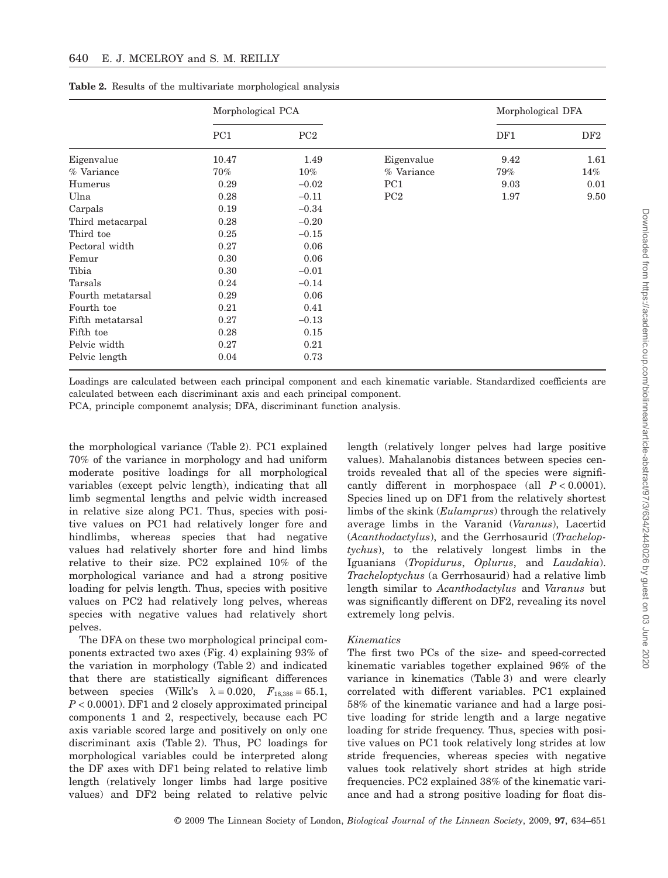**Table 2.** Results of the multivariate morphological analysis

| | Morphological PCA | | | Morphological DFA | |
|---|---|---|---|---|---|
| | PC1 | PC2 | | DF1 | DF2 |
| Eigenvalue | 10.47 | 1.49 | Eigenvalue | 9.42 | 1.61 |
| % Variance | 70% | 10% | % Variance | 79% | 14% |
| Humerus | 0.29 | −0.02 | PC1 | 9.03 | 0.01 |
| Ulna | 0.28 | −0.11 | PC2 | 1.97 | 9.50 |
| Carpals | 0.19 | −0.34 | | | |
| Third metacarpal | 0.28 | −0.20 | | | |
| Third toe | 0.25 | −0.15 | | | |
| Pectoral width | 0.27 | 0.06 | | | |
| Femur | 0.30 | 0.06 | | | |
| Tibia | 0.30 | −0.01 | | | |
| Tarsals | 0.24 | −0.14 | | | |
| Fourth metatarsal | 0.29 | 0.06 | | | |
| Fourth toe | 0.21 | 0.41 | | | |
| Fifth metatarsal | 0.27 | −0.13 | | | |
| Fifth toe | 0.28 | 0.15 | | | |
| Pelvic width | 0.27 | 0.21 | | | |
| Pelvic length | 0.04 | 0.73 | | | |

Loadings are calculated between each principal component and each kinematic variable. Standardized coefficients are calculated between each discriminant axis and each principal component.
PCA, principle componemt analysis; DFA, discriminant function analysis.

the morphological variance (Table 2). PC1 explained 70% of the variance in morphology and had uniform moderate positive loadings for all morphological variables (except pelvic length), indicating that all limb segmental lengths and pelvic width increased in relative size along PC1. Thus, species with positive values on PC1 had relatively longer fore and hindlimbs, whereas species that had negative values had relatively shorter fore and hind limbs relative to their size. PC2 explained 10% of the morphological variance and had a strong positive loading for pelvis length. Thus, species with positive values on PC2 had relatively long pelves, whereas species with negative values had relatively short pelves.

The DFA on these two morphological principal components extracted two axes (Fig. 4) explaining 93% of the variation in morphology (Table 2) and indicated that there are statistically significant differences between species (Wilk's $\lambda = 0.020$, $F_{18,388} = 65.1$, $P < 0.0001$). DF1 and 2 closely approximated principal components 1 and 2, respectively, because each PC axis variable scored large and positively on only one discriminant axis (Table 2). Thus, PC loadings for morphological variables could be interpreted along the DF axes with DF1 being related to relative limb length (relatively longer limbs had large positive values) and DF2 being related to relative pelvic length (relatively longer pelves had large positive values). Mahalanobis distances between species centroids revealed that all of the species were significantly different in morphospace (all $P < 0.0001$). Species lined up on DF1 from the relatively shortest limbs of the skink (*Eulamprus*) through the relatively average limbs in the Varanid (*Varanus*), Lacertid (*Acanthodactylus*), and the Gerrhosaurid (*Tracheloptychus*), to the relatively longest limbs in the Iguanians (*Tropidurus*, *Oplurus*, and *Laudakia*). *Tracheloptychus* (a Gerrhosaurid) had a relative limb length similar to *Acanthodactylus* and *Varanus* but was significantly different on DF2, revealing its novel extremely long pelvis.

### *Kinematics*

The first two PCs of the size- and speed-corrected kinematic variables together explained 96% of the variance in kinematics (Table 3) and were clearly correlated with different variables. PC1 explained 58% of the kinematic variance and had a large positive loading for stride length and a large negative loading for stride frequency. Thus, species with positive values on PC1 took relatively long strides at low stride frequencies, whereas species with negative values took relatively short strides at high stride frequencies. PC2 explained 38% of the kinematic variance and had a strong positive loading for float dis-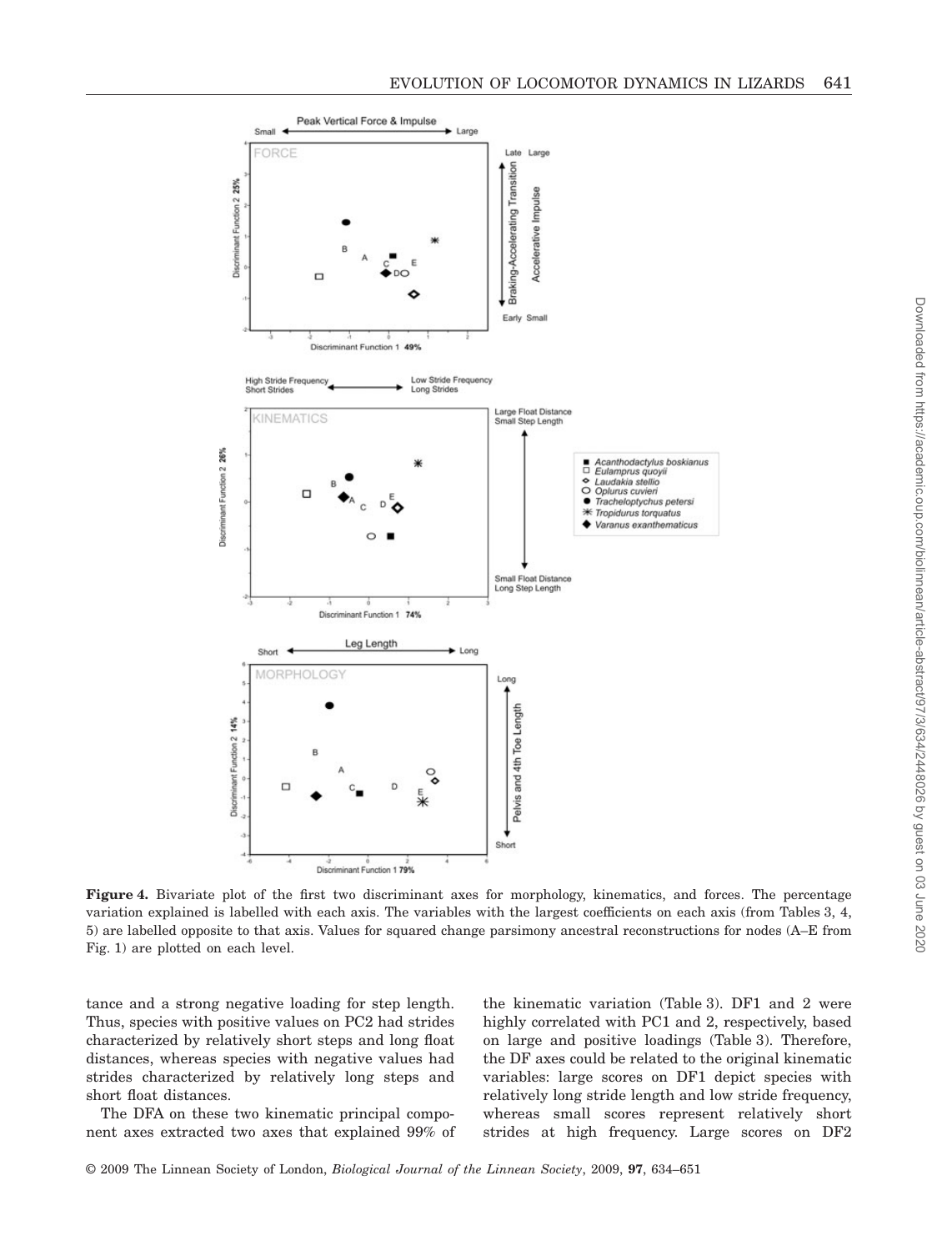**Figure 4.** Bivariate plot of the first two discriminant axes for morphology, kinematics, and forces. The percentage variation explained is labelled with each axis. The variables with the largest coefficients on each axis (from Tables 3, 4, 5) are labelled opposite to that axis. Values for squared change parsimony ancestral reconstructions for nodes (A–E from Fig. 1) are plotted on each level.

tance and a strong negative loading for step length. Thus, species with positive values on PC2 had strides characterized by relatively short steps and long float distances, whereas species with negative values had strides characterized by relatively long steps and short float distances.

The DFA on these two kinematic principal component axes extracted two axes that explained 99% of the kinematic variation (Table 3). DF1 and 2 were highly correlated with PC1 and 2, respectively, based on large and positive loadings (Table 3). Therefore, the DF axes could be related to the original kinematic variables: large scores on DF1 depict species with relatively long stride length and low stride frequency, whereas small scores represent relatively short strides at high frequency. Large scores on DF2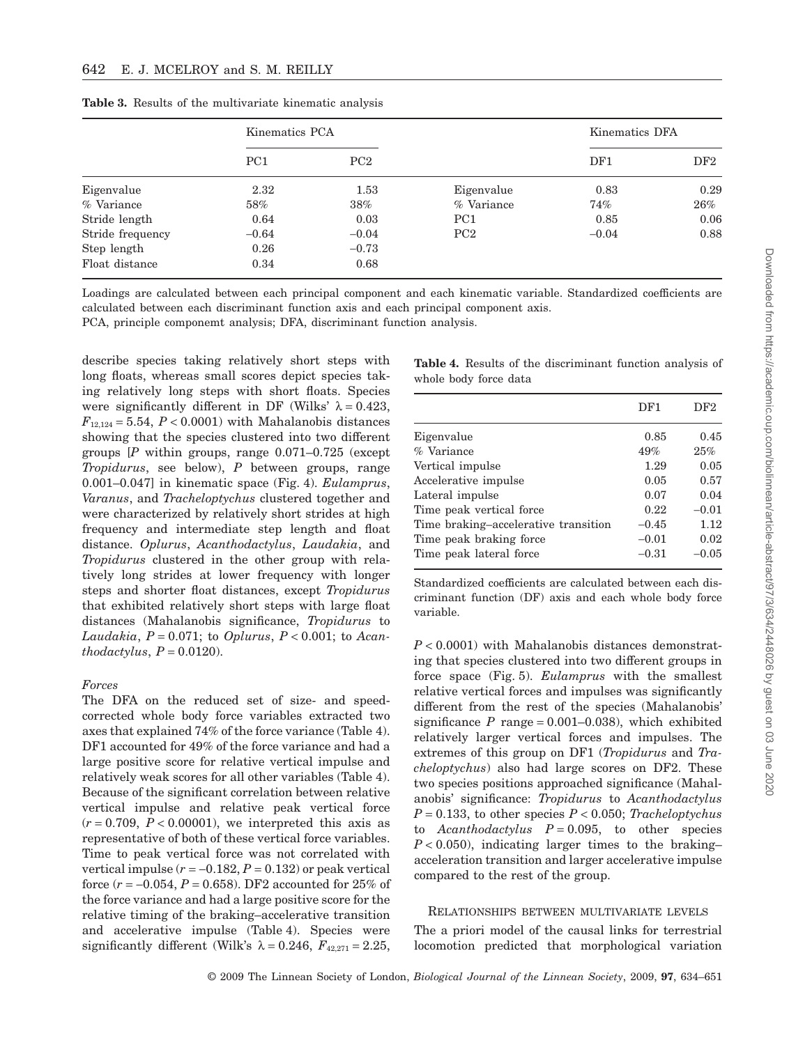**Table 3.** Results of the multivariate kinematic analysis

| | Kinematics PCA | | | Kinematics DFA | |
|---|---|---|---|---|---|
| | PC1 | PC2 | | DF1 | DF2 |
| Eigenvalue | 2.32 | 1.53 | Eigenvalue | 0.83 | 0.29 |
| % Variance | 58% | 38% | % Variance | 74% | 26% |
| Stride length | 0.64 | 0.03 | PC1 | 0.85 | 0.06 |
| Stride frequency | −0.64 | −0.04 | PC2 | −0.04 | 0.88 |
| Step length | 0.26 | −0.73 | | | |
| Float distance | 0.34 | 0.68 | | | |

Loadings are calculated between each principal component and each kinematic variable. Standardized coefficients are calculated between each discriminant function axis and each principal component axis.
PCA, principle componemt analysis; DFA, discriminant function analysis.

describe species taking relatively short steps with long floats, whereas small scores depict species taking relatively long steps with short floats. Species were significantly different in DF (Wilks' $\lambda = 0.423$, $F_{12,124} = 5.54$, $P < 0.0001$) with Mahalanobis distances showing that the species clustered into two different groups [$P$ within groups, range 0.071–0.725 (except *Tropidurus*, see below), $P$ between groups, range 0.001–0.047] in kinematic space (Fig. 4). *Eulamprus*, *Varanus*, and *Tracheloptychus* clustered together and were characterized by relatively short strides at high frequency and intermediate step length and float distance. *Oplurus*, *Acanthodactylus*, *Laudakia*, and *Tropidurus* clustered in the other group with relatively long strides at lower frequency with longer steps and shorter float distances, except *Tropidurus* that exhibited relatively short steps with large float distances (Mahalanobis significance, *Tropidurus* to *Laudakia*, $P = 0.071$; to *Oplurus*, $P < 0.001$; to *Acanthodactylus*, $P = 0.0120$).

### *Forces*

The DFA on the reduced set of size- and speed-corrected whole body force variables extracted two axes that explained 74% of the force variance (Table 4). DF1 accounted for 49% of the force variance and had a large positive score for relative vertical impulse and relatively weak scores for all other variables (Table 4). Because of the significant correlation between relative vertical impulse and relative peak vertical force ($r = 0.709$, $P < 0.00001$), we interpreted this axis as representative of both of these vertical force variables. Time to peak vertical force was not correlated with vertical impulse ($r = -0.182$, $P = 0.132$) or peak vertical force ($r = -0.054$, $P = 0.658$). DF2 accounted for 25% of the force variance and had a large positive score for the relative timing of the braking–accelerative transition and accelerative impulse (Table 4). Species were significantly different (Wilk's $\lambda = 0.246$, $F_{42,271} = 2.25$, $P < 0.0001$) with Mahalanobis distances demonstrating that species clustered into two different groups in force space (Fig. 5). *Eulamprus* with the smallest relative vertical forces and impulses was significantly different from the rest of the species (Mahalanobis' significance $P$ range = 0.001–0.038), which exhibited relatively larger vertical forces and impulses. The extremes of this group on DF1 (*Tropidurus* and *Tracheloptychus*) also had large scores on DF2. These two species positions approached significance (Mahalanobis' significance: *Tropidurus* to *Acanthodactylus* $P = 0.133$, to other species $P < 0.050$; *Tracheloptychus* to *Acanthodactylus* $P = 0.095$, to other species $P < 0.050$), indicating larger times to the braking–acceleration transition and larger accelerative impulse compared to the rest of the group.

**Table 4.** Results of the discriminant function analysis of whole body force data

| | DF1 | DF2 |
|---|---|---|
| Eigenvalue | 0.85 | 0.45 |
| % Variance | 49% | 25% |
| Vertical impulse | 1.29 | 0.05 |
| Accelerative impulse | 0.05 | 0.57 |
| Lateral impulse | 0.07 | 0.04 |
| Time peak vertical force | 0.22 | −0.01 |
| Time braking–accelerative transition | −0.45 | 1.12 |
| Time peak braking force | −0.01 | 0.02 |
| Time peak lateral force | −0.31 | −0.05 |

Standardized coefficients are calculated between each discriminant function (DF) axis and each whole body force variable.

## Relationships between multivariate levels

The a priori model of the causal links for terrestrial locomotion predicted that morphological variation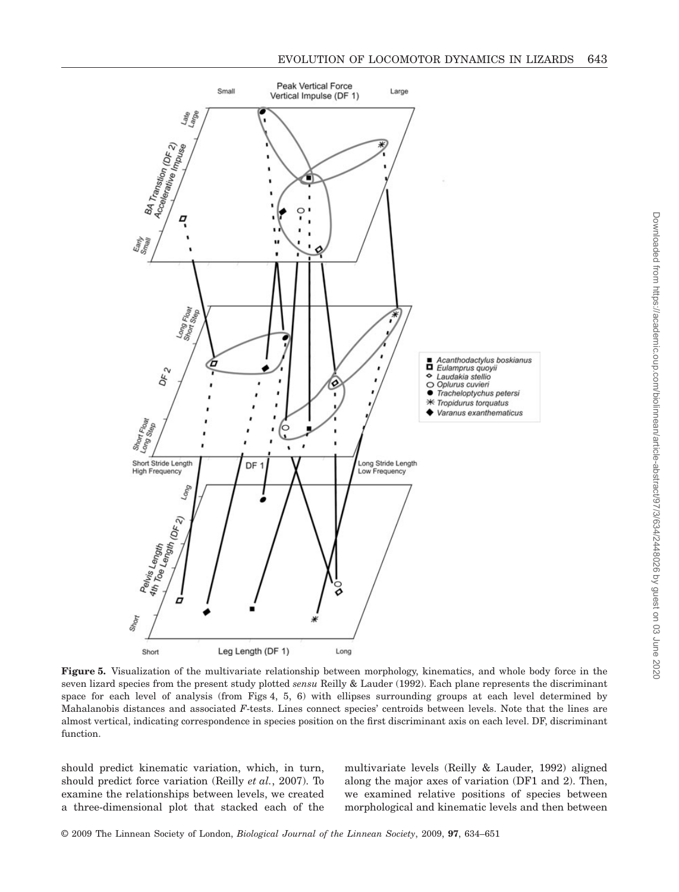**Figure 5.** Visualization of the multivariate relationship between morphology, kinematics, and whole body force in the seven lizard species from the present study plotted *sensu* Reilly & Lauder (1992). Each plane represents the discriminant space for each level of analysis (from Figs 4, 5, 6) with ellipses surrounding groups at each level determined by Mahalanobis distances and associated *F*-tests. Lines connect species' centroids between levels. Note that the lines are almost vertical, indicating correspondence in species position on the first discriminant axis on each level. DF, discriminant function.

should predict kinematic variation, which, in turn, should predict force variation (Reilly *et al.*, 2007). To examine the relationships between levels, we created a three-dimensional plot that stacked each of the multivariate levels (Reilly & Lauder, 1992) aligned along the major axes of variation (DF1 and 2). Then, we examined relative positions of species between morphological and kinematic levels and then between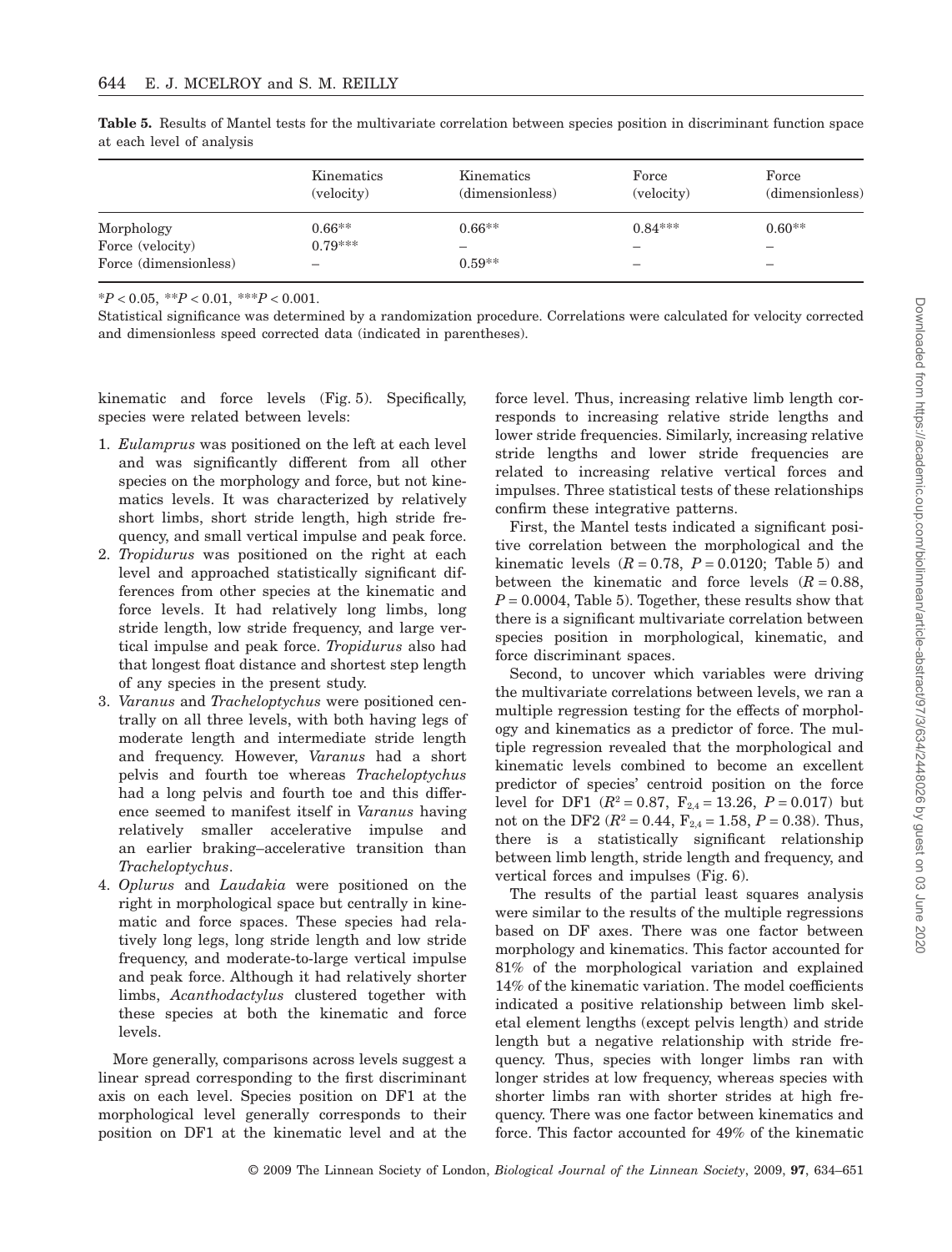**Table 5.** Results of Mantel tests for the multivariate correlation between species position in discriminant function space at each level of analysis

| | Kinematics (velocity) | Kinematics (dimensionless) | Force (velocity) | Force (dimensionless) |
|---|---|---|---|---|
| Morphology | 0.66** | 0.66** | 0.84*** | 0.60** |
| Force (velocity) | 0.79*** | – | – | – |
| Force (dimensionless) | – | 0.59** | – | – |

*$P < 0.05$, **$P < 0.01$, ***$P < 0.001$.

Statistical significance was determined by a randomization procedure. Correlations were calculated for velocity corrected and dimensionless speed corrected data (indicated in parentheses).

kinematic and force levels (Fig. 5). Specifically, species were related between levels:

1. *Eulamprus* was positioned on the left at each level and was significantly different from all other species on the morphology and force, but not kinematics levels. It was characterized by relatively short limbs, short stride length, high stride frequency, and small vertical impulse and peak force.
2. *Tropidurus* was positioned on the right at each level and approached statistically significant differences from other species at the kinematic and force levels. It had relatively long limbs, long stride length, low stride frequency, and large vertical impulse and peak force. *Tropidurus* also had that longest float distance and shortest step length of any species in the present study.
3. *Varanus* and *Tracheloptychus* were positioned centrally on all three levels, with both having legs of moderate length and intermediate stride length and frequency. However, *Varanus* had a short pelvis and fourth toe whereas *Tracheloptychus* had a long pelvis and fourth toe and this difference seemed to manifest itself in *Varanus* having relatively smaller accelerative impulse and an earlier braking–accelerative transition than *Tracheloptychus*.
4. *Oplurus* and *Laudakia* were positioned on the right in morphological space but centrally in kinematic and force spaces. These species had relatively long legs, long stride length and low stride frequency, and moderate-to-large vertical impulse and peak force. Although it had relatively shorter limbs, *Acanthodactylus* clustered together with these species at both the kinematic and force levels.

More generally, comparisons across levels suggest a linear spread corresponding to the first discriminant axis on each level. Species position on DF1 at the morphological level generally corresponds to their position on DF1 at the kinematic level and at the force level. Thus, increasing relative limb length corresponds to increasing relative stride lengths and lower stride frequencies. Similarly, increasing relative stride lengths and lower stride frequencies are related to increasing relative vertical forces and impulses. Three statistical tests of these relationships confirm these integrative patterns.

First, the Mantel tests indicated a significant positive correlation between the morphological and the kinematic levels ($R = 0.78$, $P = 0.0120$; Table 5) and between the kinematic and force levels ($R = 0.88$, $P = 0.0004$, Table 5). Together, these results show that there is a significant multivariate correlation between species position in morphological, kinematic, and force discriminant spaces.

Second, to uncover which variables were driving the multivariate correlations between levels, we ran a multiple regression testing for the effects of morphology and kinematics as a predictor of force. The multiple regression revealed that the morphological and kinematic levels combined to become an excellent predictor of species' centroid position on the force level for DF1 ($R^2 = 0.87$, $F_{2,4} = 13.26$, $P = 0.017$) but not on the DF2 ($R^2 = 0.44$, $F_{2,4} = 1.58$, $P = 0.38$). Thus, there is a statistically significant relationship between limb length, stride length and frequency, and vertical forces and impulses (Fig. 6).

The results of the partial least squares analysis were similar to the results of the multiple regressions based on DF axes. There was one factor between morphology and kinematics. This factor accounted for 81% of the morphological variation and explained 14% of the kinematic variation. The model coefficients indicated a positive relationship between limb skeletal element lengths (except pelvis length) and stride length but a negative relationship with stride frequency. Thus, species with longer limbs ran with longer strides at low frequency, whereas species with shorter limbs ran with shorter strides at high frequency. There was one factor between kinematics and force. This factor accounted for 49% of the kinematic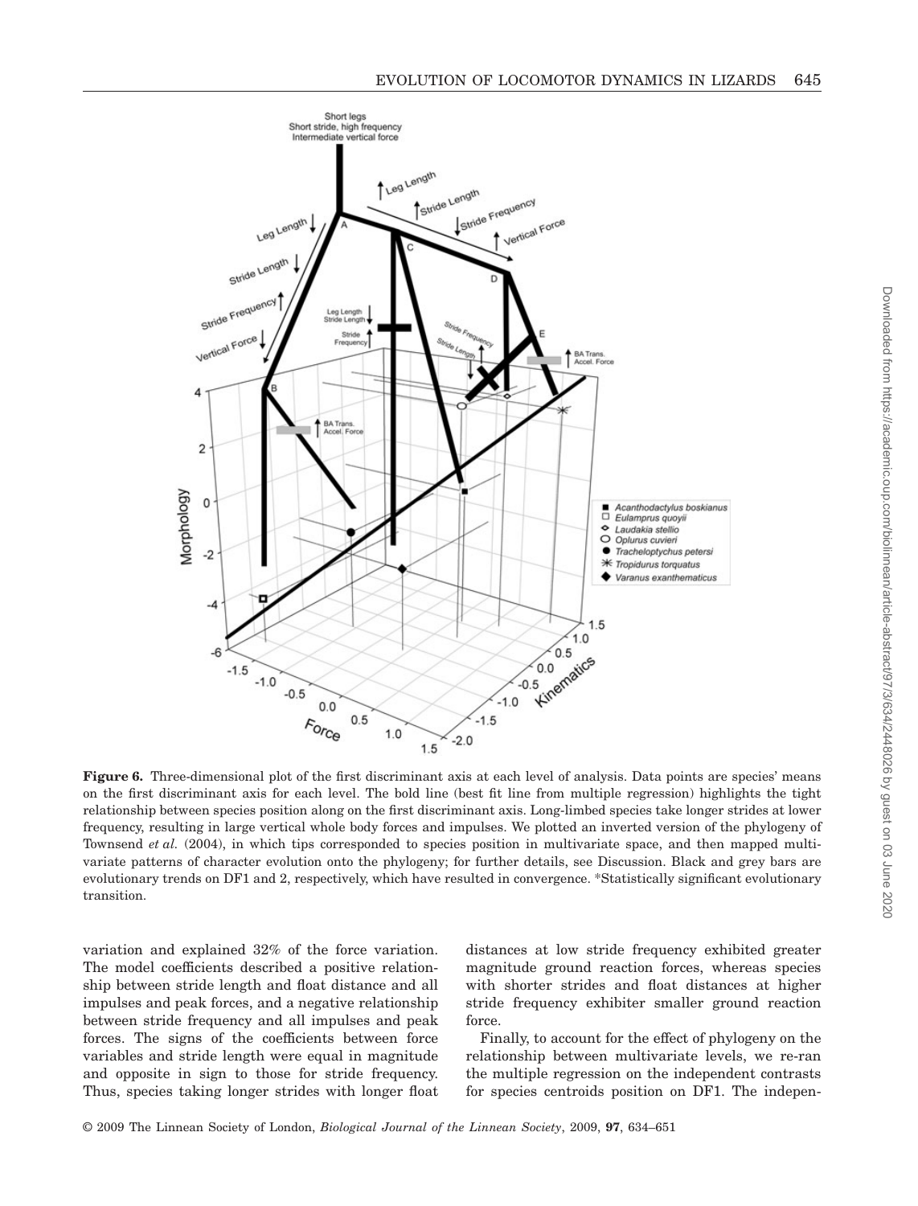**Figure 6.** Three-dimensional plot of the first discriminant axis at each level of analysis. Data points are species' means on the first discriminant axis for each level. The bold line (best fit line from multiple regression) highlights the tight relationship between species position along on the first discriminant axis. Long-limbed species take longer strides at lower frequency, resulting in large vertical whole body forces and impulses. We plotted an inverted version of the phylogeny of Townsend *et al.* (2004), in which tips corresponded to species position in multivariate space, and then mapped multivariate patterns of character evolution onto the phylogeny; for further details, see Discussion. Black and grey bars are evolutionary trends on DF1 and 2, respectively, which have resulted in convergence. *Statistically significant evolutionary transition.

variation and explained 32% of the force variation. The model coefficients described a positive relationship between stride length and float distance and all impulses and peak forces, and a negative relationship between stride frequency and all impulses and peak forces. The signs of the coefficients between force variables and stride length were equal in magnitude and opposite in sign to those for stride frequency. Thus, species taking longer strides with longer float distances at low stride frequency exhibited greater magnitude ground reaction forces, whereas species with shorter strides and float distances at higher stride frequency exhibiter smaller ground reaction force.

Finally, to account for the effect of phylogeny on the relationship between multivariate levels, we re-ran the multiple regression on the independent contrasts for species centroids position on DF1. The indepen-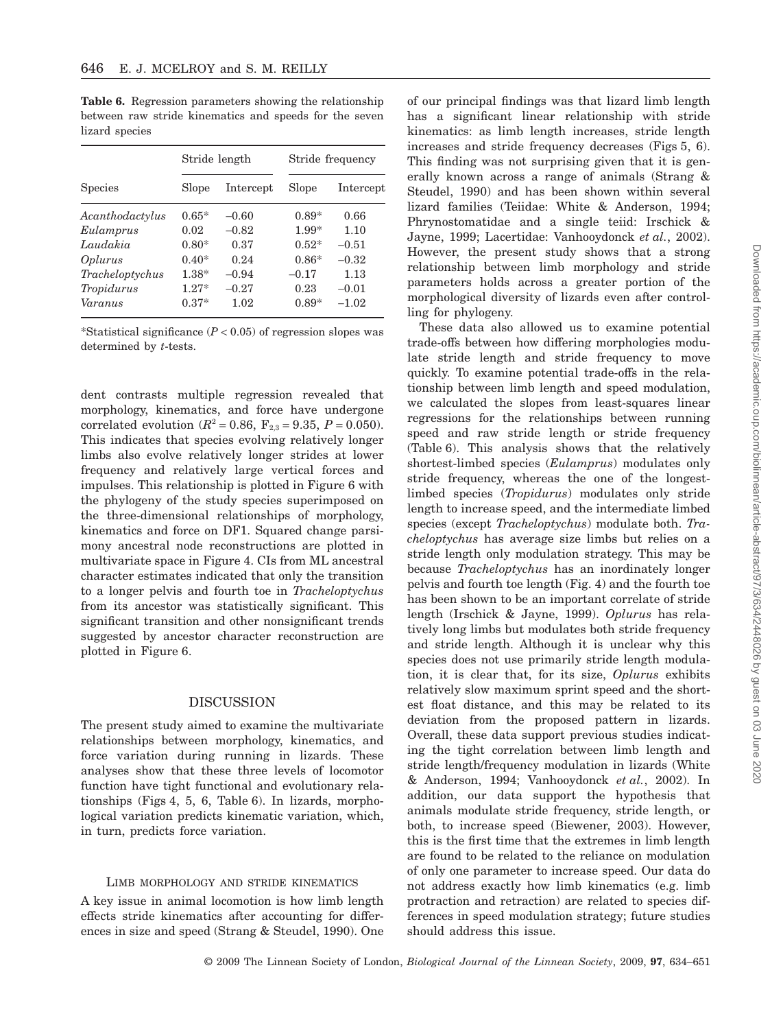**Table 6.** Regression parameters showing the relationship between raw stride kinematics and speeds for the seven lizard species

| Species | Stride length | | Stride frequency | |
|---|---|---|---|---|
| | Slope | Intercept | Slope | Intercept |
| *Acanthodactylus* | 0.65* | −0.60 | 0.89* | 0.66 |
| *Eulamprus* | 0.02 | −0.82 | 1.99* | 1.10 |
| *Laudakia* | 0.80* | 0.37 | 0.52* | −0.51 |
| *Oplurus* | 0.40* | 0.24 | 0.86* | −0.32 |
| *Tracheloptychus* | 1.38* | −0.94 | −0.17 | 1.13 |
| *Tropidurus* | 1.27* | −0.27 | 0.23 | −0.01 |
| *Varanus* | 0.37* | 1.02 | 0.89* | −1.02 |

*Statistical significance ($P < 0.05$) of regression slopes was determined by *t*-tests.

dent contrasts multiple regression revealed that morphology, kinematics, and force have undergone correlated evolution ($R^2 = 0.86$, $F_{2,3} = 9.35$, $P = 0.050$). This indicates that species evolving relatively longer limbs also evolve relatively longer strides at lower frequency and relatively large vertical forces and impulses. This relationship is plotted in Figure 6 with the phylogeny of the study species superimposed on the three-dimensional relationships of morphology, kinematics and force on DF1. Squared change parsimony ancestral node reconstructions are plotted in multivariate space in Figure 4. CIs from ML ancestral character estimates indicated that only the transition to a longer pelvis and fourth toe in *Tracheloptychus* from its ancestor was statistically significant. This significant transition and other nonsignificant trends suggested by ancestor character reconstruction are plotted in Figure 6.

## DISCUSSION

The present study aimed to examine the multivariate relationships between morphology, kinematics, and force variation during running in lizards. These analyses show that these three levels of locomotor function have tight functional and evolutionary relationships (Figs 4, 5, 6, Table 6). In lizards, morphological variation predicts kinematic variation, which, in turn, predicts force variation.

### LIMB MORPHOLOGY AND STRIDE KINEMATICS

A key issue in animal locomotion is how limb length effects stride kinematics after accounting for differences in size and speed (Strang & Steudel, 1990). One of our principal findings was that lizard limb length has a significant linear relationship with stride kinematics: as limb length increases, stride length increases and stride frequency decreases (Figs 5, 6). This finding was not surprising given that it is generally known across a range of animals (Strang & Steudel, 1990) and has been shown within several lizard families (Teiidae: White & Anderson, 1994; Phrynostomatidae and a single teiid: Irschick & Jayne, 1999; Lacertidae: Vanhooydonck *et al.*, 2002). However, the present study shows that a strong relationship between limb morphology and stride parameters holds across a greater portion of the morphological diversity of lizards even after controlling for phylogeny.

These data also allowed us to examine potential trade-offs between how differing morphologies modulate stride length and stride frequency to move quickly. To examine potential trade-offs in the relationship between limb length and speed modulation, we calculated the slopes from least-squares linear regressions for the relationships between running speed and raw stride length or stride frequency (Table 6). This analysis shows that the relatively shortest-limbed species (*Eulamprus*) modulates only stride frequency, whereas the one of the longest-limbed species (*Tropidurus*) modulates only stride length to increase speed, and the intermediate limbed species (except *Tracheloptychus*) modulate both. *Tracheloptychus* has average size limbs but relies on a stride length only modulation strategy. This may be because *Tracheloptychus* has an inordinately longer pelvis and fourth toe length (Fig. 4) and the fourth toe has been shown to be an important correlate of stride length (Irschick & Jayne, 1999). *Oplurus* has relatively long limbs but modulates both stride frequency and stride length. Although it is unclear why this species does not use primarily stride length modulation, it is clear that, for its size, *Oplurus* exhibits relatively slow maximum sprint speed and the shortest float distance, and this may be related to its deviation from the proposed pattern in lizards. Overall, these data support previous studies indicating the tight correlation between limb length and stride length/frequency modulation in lizards (White & Anderson, 1994; Vanhooydonck *et al.*, 2002). In addition, our data support the hypothesis that animals modulate stride frequency, stride length, or both, to increase speed (Biewener, 2003). However, this is the first time that the extremes in limb length are found to be related to the reliance on modulation of only one parameter to increase speed. Our data do not address exactly how limb kinematics (e.g. limb protraction and retraction) are related to species differences in speed modulation strategy; future studies should address this issue.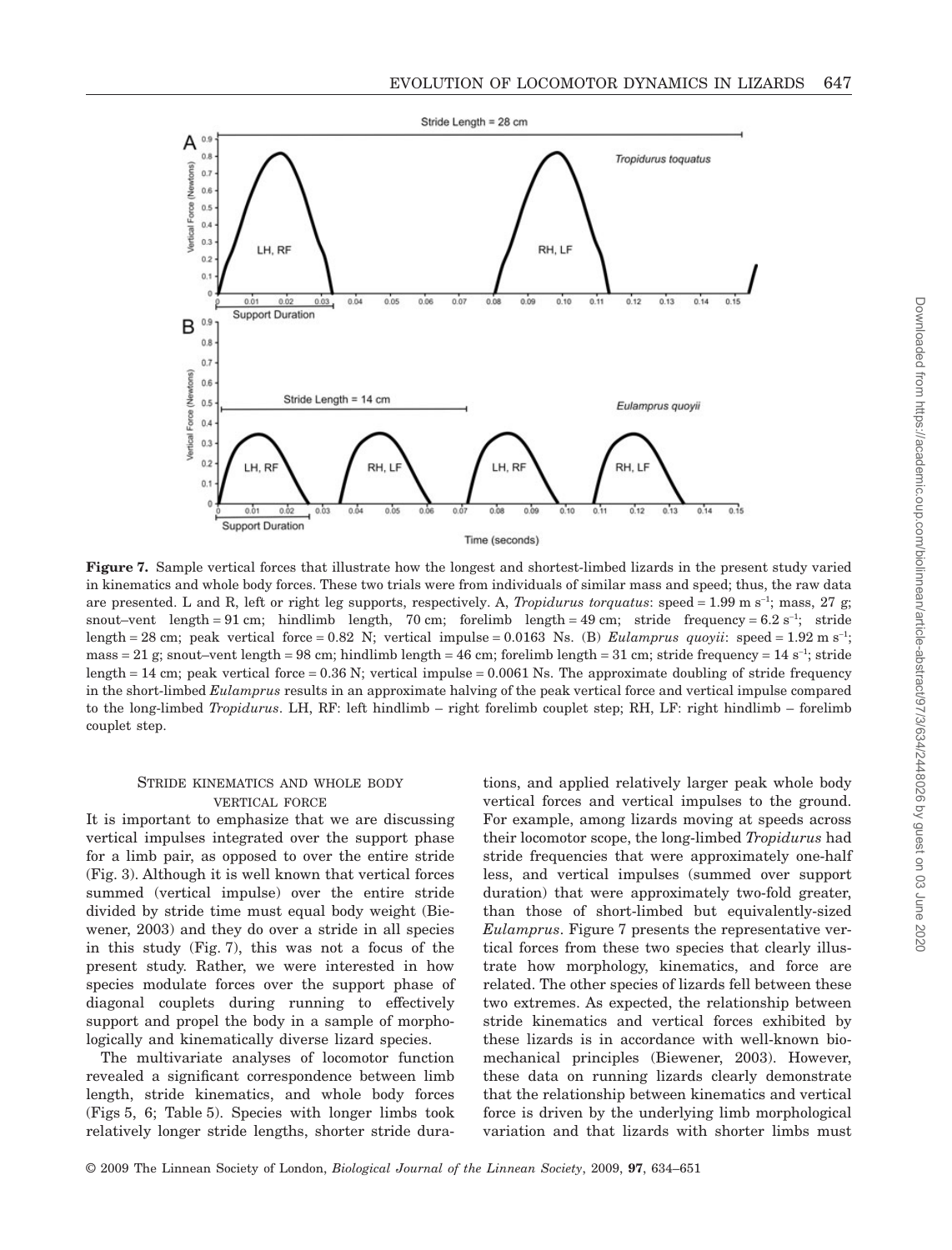**Figure 7.** Sample vertical forces that illustrate how the longest and shortest-limbed lizards in the present study varied in kinematics and whole body forces. These two trials were from individuals of similar mass and speed; thus, the raw data are presented. L and R, left or right leg supports, respectively. A, *Tropidurus torquatus*: speed = 1.99 m s$^{-1}$; mass, 27 g; snout–vent length = 91 cm; hindlimb length, 70 cm; forelimb length = 49 cm; stride frequency = 6.2 s$^{-1}$; stride length = 28 cm; peak vertical force = 0.82 N; vertical impulse = 0.0163 Ns. (B) *Eulamprus quoyii*: speed = 1.92 m s$^{-1}$; mass = 21 g; snout–vent length = 98 cm; hindlimb length = 46 cm; forelimb length = 31 cm; stride frequency = 14 s$^{-1}$; stride length = 14 cm; peak vertical force = 0.36 N; vertical impulse = 0.0061 Ns. The approximate doubling of stride frequency in the short-limbed *Eulamprus* results in an approximate halving of the peak vertical force and vertical impulse compared to the long-limbed *Tropidurus*. LH, RF: left hindlimb – right forelimb couplet step; RH, LF: right hindlimb – forelimb couplet step.

### Stride kinematics and whole body vertical force

It is important to emphasize that we are discussing vertical impulses integrated over the support phase for a limb pair, as opposed to over the entire stride (Fig. 3). Although it is well known that vertical forces summed (vertical impulse) over the entire stride divided by stride time must equal body weight (Biewener, 2003) and they do over a stride in all species in this study (Fig. 7), this was not a focus of the present study. Rather, we were interested in how species modulate forces over the support phase of diagonal couplets during running to effectively support and propel the body in a sample of morphologically and kinematically diverse lizard species.

The multivariate analyses of locomotor function revealed a significant correspondence between limb length, stride kinematics, and whole body forces (Figs 5, 6; Table 5). Species with longer limbs took relatively longer stride lengths, shorter stride durations, and applied relatively larger peak whole body vertical forces and vertical impulses to the ground. For example, among lizards moving at speeds across their locomotor scope, the long-limbed *Tropidurus* had stride frequencies that were approximately one-half less, and vertical impulses (summed over support duration) that were approximately two-fold greater, than those of short-limbed but equivalently-sized *Eulamprus*. Figure 7 presents the representative vertical forces from these two species that clearly illustrate how morphology, kinematics, and force are related. The other species of lizards fell between these two extremes. As expected, the relationship between stride kinematics and vertical forces exhibited by these lizards is in accordance with well-known biomechanical principles (Biewener, 2003). However, these data on running lizards clearly demonstrate that the relationship between kinematics and vertical force is driven by the underlying limb morphological variation and that lizards with shorter limbs must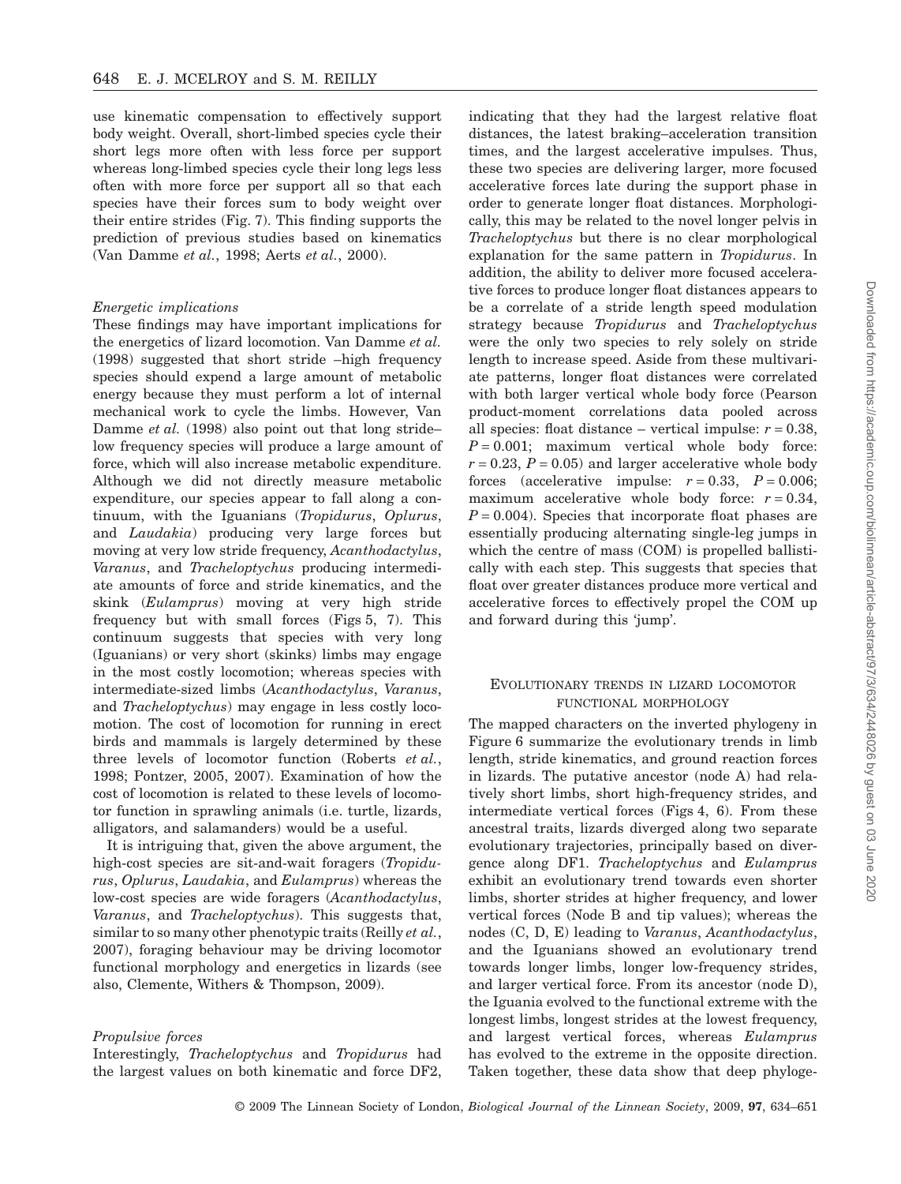use kinematic compensation to effectively support body weight. Overall, short-limbed species cycle their short legs more often with less force per support whereas long-limbed species cycle their long legs less often with more force per support all so that each species have their forces sum to body weight over their entire strides (Fig. 7). This finding supports the prediction of previous studies based on kinematics (Van Damme *et al.*, 1998; Aerts *et al.*, 2000).

### *Energetic implications*

These findings may have important implications for the energetics of lizard locomotion. Van Damme *et al.* (1998) suggested that short stride –high frequency species should expend a large amount of metabolic energy because they must perform a lot of internal mechanical work to cycle the limbs. However, Van Damme *et al.* (1998) also point out that long stride–low frequency species will produce a large amount of force, which will also increase metabolic expenditure. Although we did not directly measure metabolic expenditure, our species appear to fall along a continuum, with the Iguanians (*Tropidurus*, *Oplurus*, and *Laudakia*) producing very large forces but moving at very low stride frequency, *Acanthodactylus*, *Varanus*, and *Tracheloptychus* producing intermediate amounts of force and stride kinematics, and the skink (*Eulamprus*) moving at very high stride frequency but with small forces (Figs 5, 7). This continuum suggests that species with very long (Iguanians) or very short (skinks) limbs may engage in the most costly locomotion; whereas species with intermediate-sized limbs (*Acanthodactylus*, *Varanus*, and *Tracheloptychus*) may engage in less costly locomotion. The cost of locomotion for running in erect birds and mammals is largely determined by these three levels of locomotor function (Roberts *et al.*, 1998; Pontzer, 2005, 2007). Examination of how the cost of locomotion is related to these levels of locomotor function in sprawling animals (i.e. turtle, lizards, alligators, and salamanders) would be a useful.

It is intriguing that, given the above argument, the high-cost species are sit-and-wait foragers (*Tropidurus*, *Oplurus*, *Laudakia*, and *Eulamprus*) whereas the low-cost species are wide foragers (*Acanthodactylus*, *Varanus*, and *Tracheloptychus*). This suggests that, similar to so many other phenotypic traits (Reilly *et al.*, 2007), foraging behaviour may be driving locomotor functional morphology and energetics in lizards (see also, Clemente, Withers & Thompson, 2009).

### *Propulsive forces*

Interestingly, *Tracheloptychus* and *Tropidurus* had the largest values on both kinematic and force DF2, indicating that they had the largest relative float distances, the latest braking–acceleration transition times, and the largest accelerative impulses. Thus, these two species are delivering larger, more focused accelerative forces late during the support phase in order to generate longer float distances. Morphologically, this may be related to the novel longer pelvis in *Tracheloptychus* but there is no clear morphological explanation for the same pattern in *Tropidurus*. In addition, the ability to deliver more focused accelerative forces to produce longer float distances appears to be a correlate of a stride length speed modulation strategy because *Tropidurus* and *Tracheloptychus* were the only two species to rely solely on stride length to increase speed. Aside from these multivariate patterns, longer float distances were correlated with both larger vertical whole body force (Pearson product-moment correlations data pooled across all species: float distance – vertical impulse: $r = 0.38$, $P = 0.001$; maximum vertical whole body force: $r = 0.23$, $P = 0.05$) and larger accelerative whole body forces (accelerative impulse: $r = 0.33$, $P = 0.006$; maximum accelerative whole body force: $r = 0.34$, $P = 0.004$). Species that incorporate float phases are essentially producing alternating single-leg jumps in which the centre of mass (COM) is propelled ballistically with each step. This suggests that species that float over greater distances produce more vertical and accelerative forces to effectively propel the COM up and forward during this 'jump'.

## Evolutionary trends in lizard locomotor functional morphology

The mapped characters on the inverted phylogeny in Figure 6 summarize the evolutionary trends in limb length, stride kinematics, and ground reaction forces in lizards. The putative ancestor (node A) had relatively short limbs, short high-frequency strides, and intermediate vertical forces (Figs 4, 6). From these ancestral traits, lizards diverged along two separate evolutionary trajectories, principally based on divergence along DF1. *Tracheloptychus* and *Eulamprus* exhibit an evolutionary trend towards even shorter limbs, shorter strides at higher frequency, and lower vertical forces (Node B and tip values); whereas the nodes (C, D, E) leading to *Varanus*, *Acanthodactylus*, and the Iguanians showed an evolutionary trend towards longer limbs, longer low-frequency strides, and larger vertical force. From its ancestor (node D), the Iguania evolved to the functional extreme with the longest limbs, longest strides at the lowest frequency, and largest vertical forces, whereas *Eulamprus* has evolved to the extreme in the opposite direction. Taken together, these data show that deep phyloge-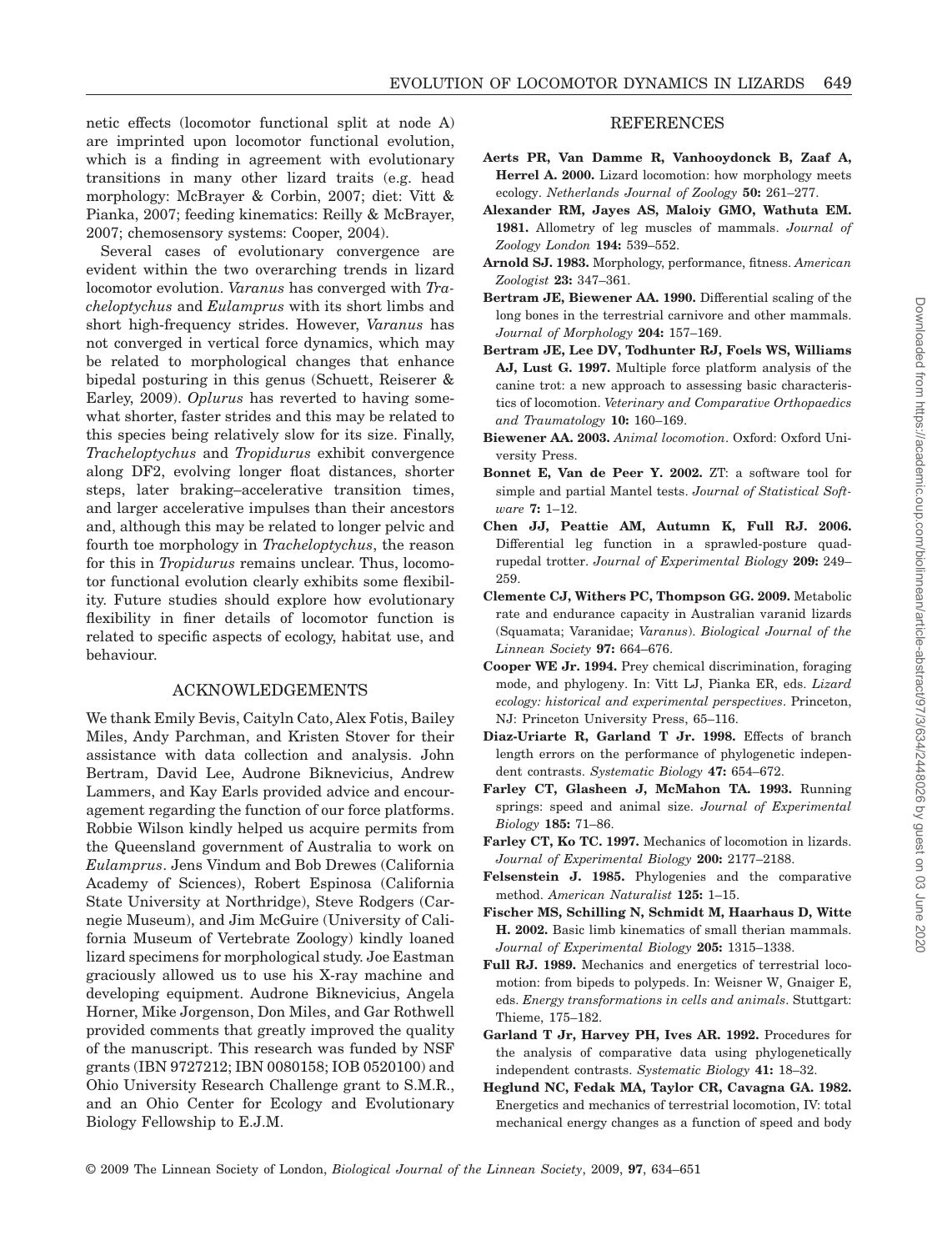netic effects (locomotor functional split at node A) are imprinted upon locomotor functional evolution, which is a finding in agreement with evolutionary transitions in many other lizard traits (e.g. head morphology: McBrayer & Corbin, 2007; diet: Vitt & Pianka, 2007; feeding kinematics: Reilly & McBrayer, 2007; chemosensory systems: Cooper, 2004).

Several cases of evolutionary convergence are evident within the two overarching trends in lizard locomotor evolution. *Varanus* has converged with *Tracheloptychus* and *Eulamprus* with its short limbs and short high-frequency strides. However, *Varanus* has not converged in vertical force dynamics, which may be related to morphological changes that enhance bipedal posturing in this genus (Schuett, Reiserer & Earley, 2009). *Oplurus* has reverted to having somewhat shorter, faster strides and this may be related to this species being relatively slow for its size. Finally, *Tracheloptychus* and *Tropidurus* exhibit convergence along DF2, evolving longer float distances, shorter steps, later braking–accelerative transition times, and larger accelerative impulses than their ancestors and, although this may be related to longer pelvic and fourth toe morphology in *Tracheloptychus*, the reason for this in *Tropidurus* remains unclear. Thus, locomotor functional evolution clearly exhibits some flexibility. Future studies should explore how evolutionary flexibility in finer details of locomotor function is related to specific aspects of ecology, habitat use, and behaviour.

## ACKNOWLEDGEMENTS

We thank Emily Bevis, Caityln Cato, Alex Fotis, Bailey Miles, Andy Parchman, and Kristen Stover for their assistance with data collection and analysis. John Bertram, David Lee, Audrone Biknevicius, Andrew Lammers, and Kay Earls provided advice and encouragement regarding the function of our force platforms. Robbie Wilson kindly helped us acquire permits from the Queensland government of Australia to work on *Eulamprus*. Jens Vindum and Bob Drewes (California Academy of Sciences), Robert Espinosa (California State University at Northridge), Steve Rodgers (Carnegie Museum), and Jim McGuire (University of California Museum of Vertebrate Zoology) kindly loaned lizard specimens for morphological study. Joe Eastman graciously allowed us to use his X-ray machine and developing equipment. Audrone Biknevicius, Angela Horner, Mike Jorgenson, Don Miles, and Gar Rothwell provided comments that greatly improved the quality of the manuscript. This research was funded by NSF grants (IBN 9727212; IBN 0080158; IOB 0520100) and Ohio University Research Challenge grant to S.M.R., and an Ohio Center for Ecology and Evolutionary Biology Fellowship to E.J.M.

## REFERENCES

**Aerts PR, Van Damme R, Vanhooydonck B, Zaaf A, Herrel A. 2000.** Lizard locomotion: how morphology meets ecology. *Netherlands Journal of Zoology* **50:** 261–277.

**Alexander RM, Jayes AS, Maloiy GMO, Wathuta EM. 1981.** Allometry of leg muscles of mammals. *Journal of Zoology London* **194:** 539–552.

**Arnold SJ. 1983.** Morphology, performance, fitness. *American Zoologist* **23:** 347–361.

**Bertram JE, Biewener AA. 1990.** Differential scaling of the long bones in the terrestrial carnivore and other mammals. *Journal of Morphology* **204:** 157–169.

**Bertram JE, Lee DV, Todhunter RJ, Foels WS, Williams AJ, Lust G. 1997.** Multiple force platform analysis of the canine trot: a new approach to assessing basic characteristics of locomotion. *Veterinary and Comparative Orthopaedics and Traumatology* **10:** 160–169.

**Biewener AA. 2003.** *Animal locomotion*. Oxford: Oxford University Press.

**Bonnet E, Van de Peer Y. 2002.** ZT: a software tool for simple and partial Mantel tests. *Journal of Statistical Software* **7:** 1–12.

**Chen JJ, Peattie AM, Autumn K, Full RJ. 2006.** Differential leg function in a sprawled-posture quadrupedal trotter. *Journal of Experimental Biology* **209:** 249–259.

**Clemente CJ, Withers PC, Thompson GG. 2009.** Metabolic rate and endurance capacity in Australian varanid lizards (Squamata; Varanidae; *Varanus*). *Biological Journal of the Linnean Society* **97:** 664–676.

**Cooper WE Jr. 1994.** Prey chemical discrimination, foraging mode, and phylogeny. In: Vitt LJ, Pianka ER, eds. *Lizard ecology: historical and experimental perspectives*. Princeton, NJ: Princeton University Press, 65–116.

**Diaz-Uriarte R, Garland T Jr. 1998.** Effects of branch length errors on the performance of phylogenetic independent contrasts. *Systematic Biology* **47:** 654–672.

**Farley CT, Glasheen J, McMahon TA. 1993.** Running springs: speed and animal size. *Journal of Experimental Biology* **185:** 71–86.

**Farley CT, Ko TC. 1997.** Mechanics of locomotion in lizards. *Journal of Experimental Biology* **200:** 2177–2188.

**Felsenstein J. 1985.** Phylogenies and the comparative method. *American Naturalist* **125:** 1–15.

**Fischer MS, Schilling N, Schmidt M, Haarhaus D, Witte H. 2002.** Basic limb kinematics of small therian mammals. *Journal of Experimental Biology* **205:** 1315–1338.

**Full RJ. 1989.** Mechanics and energetics of terrestrial locomotion: from bipeds to polypeds. In: Weisner W, Gnaiger E, eds. *Energy transformations in cells and animals*. Stuttgart: Thieme, 175–182.

**Garland T Jr, Harvey PH, Ives AR. 1992.** Procedures for the analysis of comparative data using phylogenetically independent contrasts. *Systematic Biology* **41:** 18–32.

**Heglund NC, Fedak MA, Taylor CR, Cavagna GA. 1982.** Energetics and mechanics of terrestrial locomotion, IV: total mechanical energy changes as a function of speed and body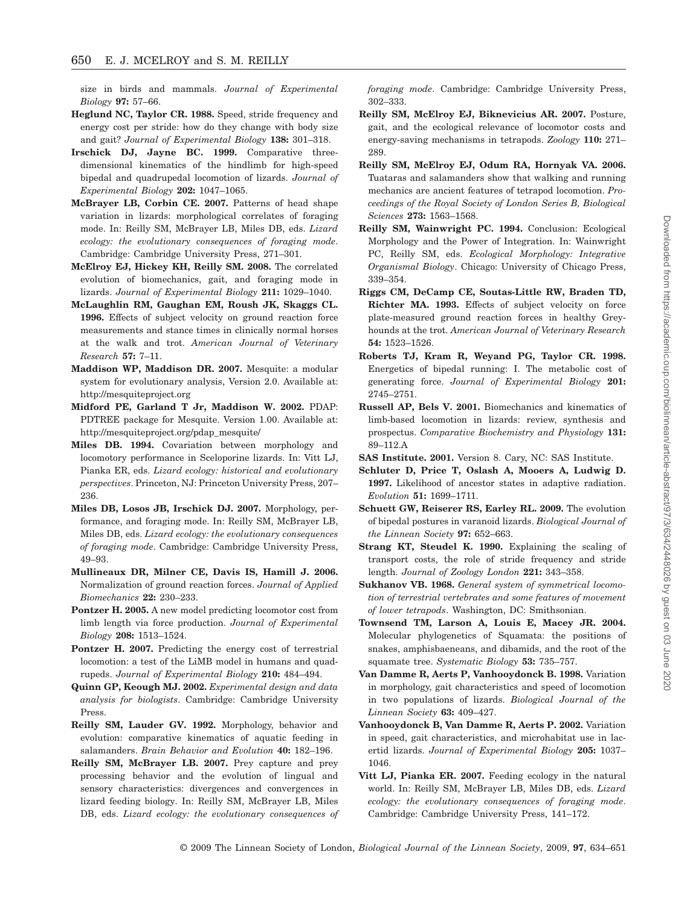size in birds and mammals. *Journal of Experimental Biology* **97:** 57–66.

**Heglund NC, Taylor CR. 1988.** Speed, stride frequency and energy cost per stride: how do they change with body size and gait? *Journal of Experimental Biology* **138:** 301–318.

**Irschick DJ, Jayne BC. 1999.** Comparative three-dimensional kinematics of the hindlimb for high-speed bipedal and quadrupedal locomotion of lizards. *Journal of Experimental Biology* **202:** 1047–1065.

**McBrayer LB, Corbin CE. 2007.** Patterns of head shape variation in lizards: morphological correlates of foraging mode. In: Reilly SM, McBrayer LB, Miles DB, eds. *Lizard ecology: the evolutionary consequences of foraging mode*. Cambridge: Cambridge University Press, 271–301.

**McElroy EJ, Hickey KH, Reilly SM. 2008.** The correlated evolution of biomechanics, gait, and foraging mode in lizards. *Journal of Experimental Biology* **211:** 1029–1040.

**McLaughlin RM, Gaughan EM, Roush JK, Skaggs CL. 1996.** Effects of subject velocity on ground reaction force measurements and stance times in clinically normal horses at the walk and trot. *American Journal of Veterinary Research* **57:** 7–11.

**Maddison WP, Maddison DR. 2007.** Mesquite: a modular system for evolutionary analysis, Version 2.0. Available at: http://mesquiteproject.org

**Midford PE, Garland T Jr, Maddison W. 2002.** PDAP: PDTREE package for Mesquite. Version 1.00. Available at: http://mesquiteproject.org/pdap_mesquite/

**Miles DB. 1994.** Covariation between morphology and locomotory performance in Sceloporine lizards. In: Vitt LJ, Pianka ER, eds. *Lizard ecology: historical and evolutionary perspectives*. Princeton, NJ: Princeton University Press, 207–236.

**Miles DB, Losos JB, Irschick DJ. 2007.** Morphology, performance, and foraging mode. In: Reilly SM, McBrayer LB, Miles DB, eds. *Lizard ecology: the evolutionary consequences of foraging mode*. Cambridge: Cambridge University Press, 49–93.

**Mullineaux DR, Milner CE, Davis IS, Hamill J. 2006.** Normalization of ground reaction forces. *Journal of Applied Biomechanics* **22:** 230–233.

**Pontzer H. 2005.** A new model predicting locomotor cost from limb length via force production. *Journal of Experimental Biology* **208:** 1513–1524.

**Pontzer H. 2007.** Predicting the energy cost of terrestrial locomotion: a test of the LiMB model in humans and quadrupeds. *Journal of Experimental Biology* **210:** 484–494.

**Quinn GP, Keough MJ. 2002.** *Experimental design and data analysis for biologists*. Cambridge: Cambridge University Press.

**Reilly SM, Lauder GV. 1992.** Morphology, behavior and evolution: comparative kinematics of aquatic feeding in salamanders. *Brain Behavior and Evolution* **40:** 182–196.

**Reilly SM, McBrayer LB. 2007.** Prey capture and prey processing behavior and the evolution of lingual and sensory characteristics: divergences and convergences in lizard feeding biology. In: Reilly SM, McBrayer LB, Miles DB, eds. *Lizard ecology: the evolutionary consequences of foraging mode*. Cambridge: Cambridge University Press, 302–333.

**Reilly SM, McElroy EJ, Biknevicius AR. 2007.** Posture, gait, and the ecological relevance of locomotor costs and energy-saving mechanisms in tetrapods. *Zoology* **110:** 271–289.

**Reilly SM, McElroy EJ, Odum RA, Hornyak VA. 2006.** Tuataras and salamanders show that walking and running mechanics are ancient features of tetrapod locomotion. *Proceedings of the Royal Society of London Series B, Biological Sciences* **273:** 1563–1568.

**Reilly SM, Wainwright PC. 1994.** Conclusion: Ecological Morphology and the Power of Integration. In: Wainwright PC, Reilly SM, eds. *Ecological Morphology: Integrative Organismal Biology*. Chicago: University of Chicago Press, 339–354.

**Riggs CM, DeCamp CE, Soutas-Little RW, Braden TD, Richter MA. 1993.** Effects of subject velocity on force plate-measured ground reaction forces in healthy Greyhounds at the trot. *American Journal of Veterinary Research* **54:** 1523–1526.

**Roberts TJ, Kram R, Weyand PG, Taylor CR. 1998.** Energetics of bipedal running: I. The metabolic cost of generating force. *Journal of Experimental Biology* **201:** 2745–2751.

**Russell AP, Bels V. 2001.** Biomechanics and kinematics of limb-based locomotion in lizards: review, synthesis and prospectus. *Comparative Biochemistry and Physiology* **131:** 89–112.A

**SAS Institute. 2001.** Version 8. Cary, NC: SAS Institute.

**Schluter D, Price T, Oslash A, Mooers A, Ludwig D. 1997.** Likelihood of ancestor states in adaptive radiation. *Evolution* **51:** 1699–1711.

**Schuett GW, Reiserer RS, Earley RL. 2009.** The evolution of bipedal postures in varanoid lizards. *Biological Journal of the Linnean Society* **97:** 652–663.

**Strang KT, Steudel K. 1990.** Explaining the scaling of transport costs, the role of stride frequency and stride length. *Journal of Zoology London* **221:** 343–358.

**Sukhanov VB. 1968.** *General system of symmetrical locomotion of terrestrial vertebrates and some features of movement of lower tetrapods*. Washington, DC: Smithsonian.

**Townsend TM, Larson A, Louis E, Macey JR. 2004.** Molecular phylogenetics of Squamata: the positions of snakes, amphisbaeneans, and dibamids, and the root of the squamate tree. *Systematic Biology* **53:** 735–757.

**Van Damme R, Aerts P, Vanhooydonck B. 1998.** Variation in morphology, gait characteristics and speed of locomotion in two populations of lizards. *Biological Journal of the Linnean Society* **63:** 409–427.

**Vanhooydonck B, Van Damme R, Aerts P. 2002.** Variation in speed, gait characteristics, and microhabitat use in lacertid lizards. *Journal of Experimental Biology* **205:** 1037–1046.

**Vitt LJ, Pianka ER. 2007.** Feeding ecology in the natural world. In: Reilly SM, McBrayer LB, Miles DB, eds. *Lizard ecology: the evolutionary consequences of foraging mode*. Cambridge: Cambridge University Press, 141–172.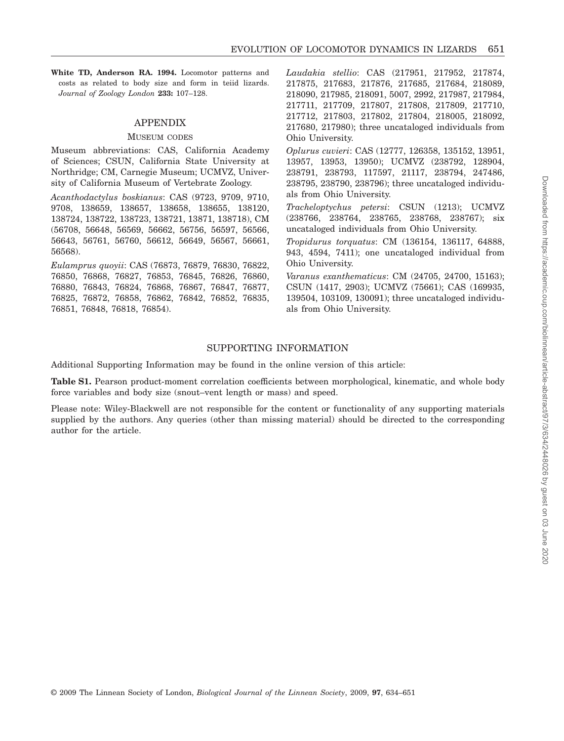**White TD, Anderson RA. 1994.** Locomotor patterns and costs as related to body size and form in teiid lizards. *Journal of Zoology London* **233:** 107–128.

## APPENDIX

### Museum codes

Museum abbreviations: CAS, California Academy of Sciences; CSUN, California State University at Northridge; CM, Carnegie Museum; UCMVZ, University of California Museum of Vertebrate Zoology.

*Acanthodactylus boskianus*: CAS (9723, 9709, 9710, 9708, 138659, 138657, 138658, 138655, 138120, 138724, 138722, 138723, 138721, 13871, 138718), CM (56708, 56648, 56569, 56662, 56756, 56597, 56566, 56643, 56761, 56760, 56612, 56649, 56567, 56661, 56568).

*Eulamprus quoyii*: CAS (76873, 76879, 76830, 76822, 76850, 76868, 76827, 76853, 76845, 76826, 76860, 76880, 76843, 76824, 76868, 76867, 76847, 76877, 76825, 76872, 76858, 76862, 76842, 76852, 76835, 76851, 76848, 76818, 76854).

*Laudakia stellio*: CAS (217951, 217952, 217874, 217875, 217683, 217876, 217685, 217684, 218089, 218090, 217985, 218091, 5007, 2992, 217987, 217984, 217711, 217709, 217807, 217808, 217809, 217710, 217712, 217803, 217802, 217804, 218005, 218092, 217680, 217980); three uncataloged individuals from Ohio University.

*Oplurus cuvieri*: CAS (12777, 126358, 135152, 13951, 13957, 13953, 13950); UCMVZ (238792, 128904, 238791, 238793, 117597, 21117, 238794, 247486, 238795, 238790, 238796); three uncataloged individuals from Ohio University.

*Tracheloptychus petersi*: CSUN (1213); UCMVZ (238766, 238764, 238765, 238768, 238767); six uncataloged individuals from Ohio University.

*Tropidurus torquatus*: CM (136154, 136117, 64888, 943, 4594, 7411); one uncataloged individual from Ohio University.

*Varanus exanthematicus*: CM (24705, 24700, 15163); CSUN (1417, 2903); UCMVZ (75661); CAS (169935, 139504, 103109, 130091); three uncataloged individuals from Ohio University.

## SUPPORTING INFORMATION

Additional Supporting Information may be found in the online version of this article:

**Table S1.** Pearson product-moment correlation coefficients between morphological, kinematic, and whole body force variables and body size (snout–vent length or mass) and speed.

Please note: Wiley-Blackwell are not responsible for the content or functionality of any supporting materials supplied by the authors. Any queries (other than missing material) should be directed to the corresponding author for the article.